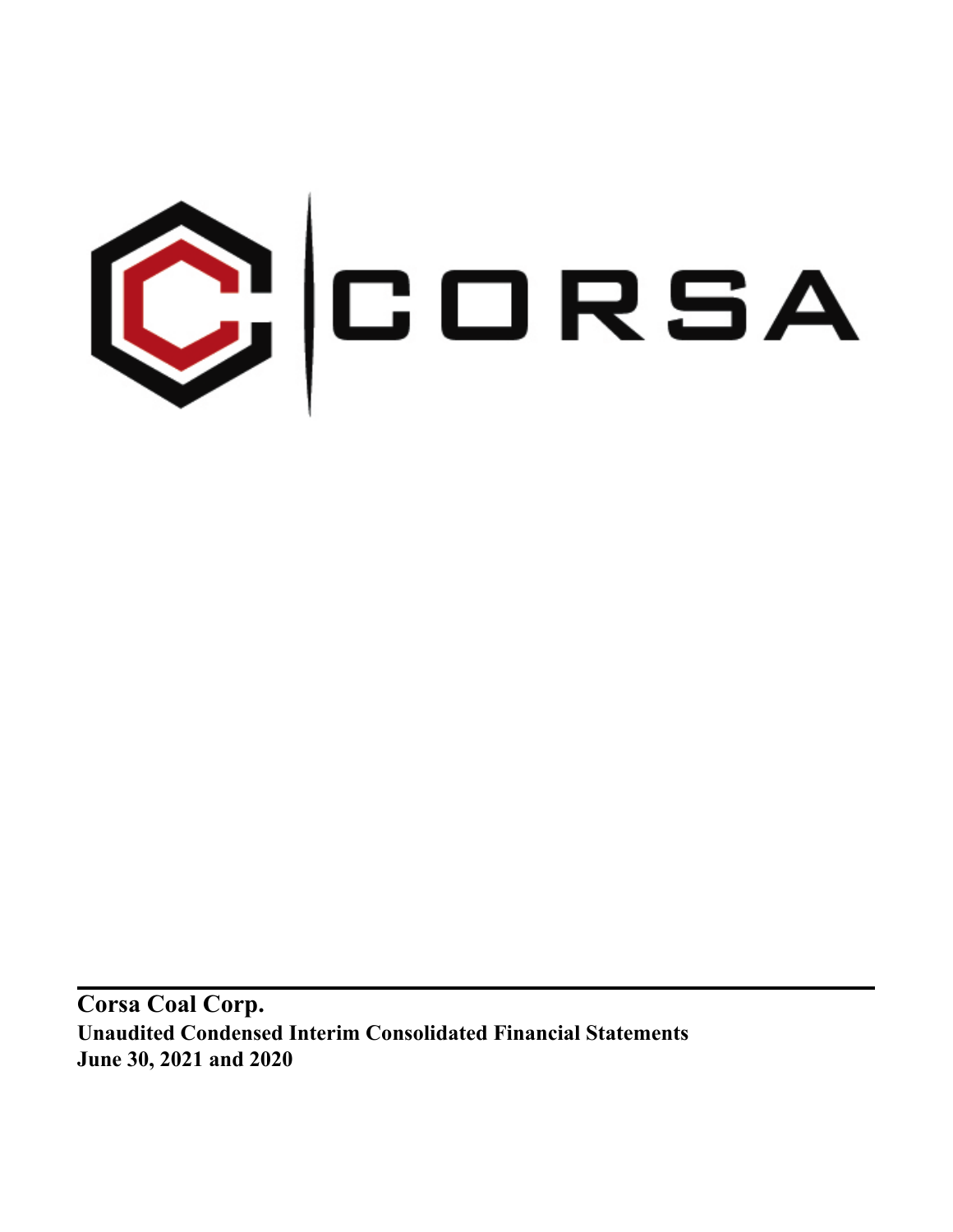CORSA

**Corsa Coal Corp.**

**Unaudited Condensed Interim Consolidated Financial Statements**

**June 30, 2021 and 2020**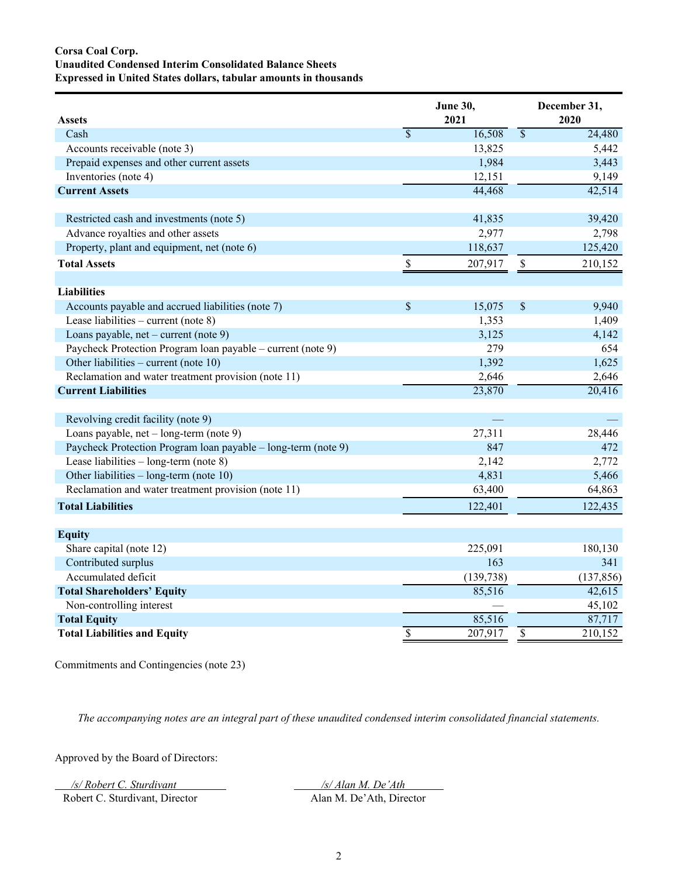**Corsa Coal Corp.**
**Unaudited Condensed Interim Consolidated Balance Sheets**
**Expressed in United States dollars, tabular amounts in thousands**

| **Assets** | **June 30, 2021** | **December 31, 2020** |
|---|---|---|
| Cash | $ 16,508 | $ 24,480 |
| Accounts receivable (note 3) | 13,825 | 5,442 |
| Prepaid expenses and other current assets | 1,984 | 3,443 |
| Inventories (note 4) | 12,151 | 9,149 |
| **Current Assets** | 44,468 | 42,514 |
| | | |
| Restricted cash and investments (note 5) | 41,835 | 39,420 |
| Advance royalties and other assets | 2,977 | 2,798 |
| Property, plant and equipment, net (note 6) | 118,637 | 125,420 |
| **Total Assets** | $ 207,917 | $ 210,152 |
| | | |
| **Liabilities** | | |
| Accounts payable and accrued liabilities (note 7) | $ 15,075 | $ 9,940 |
| Lease liabilities – current (note 8) | 1,353 | 1,409 |
| Loans payable, net – current (note 9) | 3,125 | 4,142 |
| Paycheck Protection Program loan payable – current (note 9) | 279 | 654 |
| Other liabilities – current (note 10) | 1,392 | 1,625 |
| Reclamation and water treatment provision (note 11) | 2,646 | 2,646 |
| **Current Liabilities** | 23,870 | 20,416 |
| | | |
| Revolving credit facility (note 9) | — | — |
| Loans payable, net – long-term (note 9) | 27,311 | 28,446 |
| Paycheck Protection Program loan payable – long-term (note 9) | 847 | 472 |
| Lease liabilities – long-term (note 8) | 2,142 | 2,772 |
| Other liabilities – long-term (note 10) | 4,831 | 5,466 |
| Reclamation and water treatment provision (note 11) | 63,400 | 64,863 |
| **Total Liabilities** | 122,401 | 122,435 |
| | | |
| **Equity** | | |
| Share capital (note 12) | 225,091 | 180,130 |
| Contributed surplus | 163 | 341 |
| Accumulated deficit | (139,738) | (137,856) |
| **Total Shareholders' Equity** | 85,516 | 42,615 |
| Non-controlling interest | — | 45,102 |
| **Total Equity** | 85,516 | 87,717 |
| **Total Liabilities and Equity** | $ 207,917 | $ 210,152 |

Commitments and Contingencies (note 23)

*The accompanying notes are an integral part of these unaudited condensed interim consolidated financial statements.*

Approved by the Board of Directors:

*/s/ Robert C. Sturdivant*
Robert C. Sturdivant, Director

*/s/ Alan M. De'Ath*
Alan M. De'Ath, Director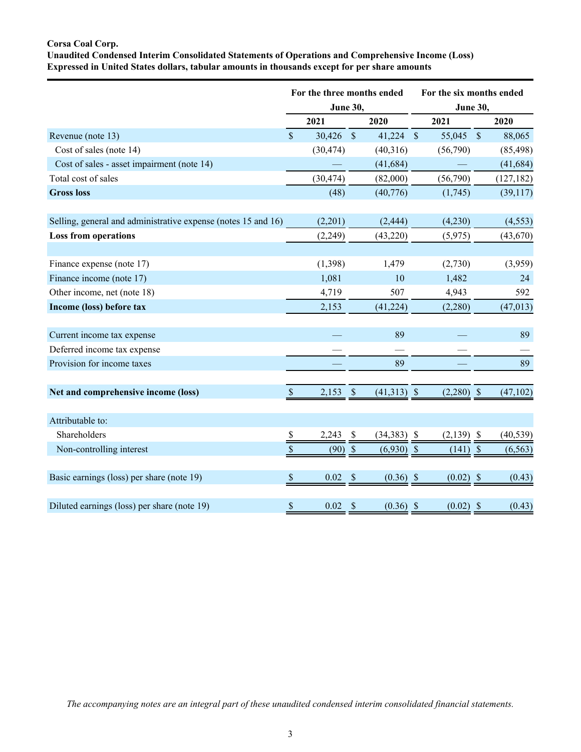**Corsa Coal Corp.**
**Unaudited Condensed Interim Consolidated Statements of Operations and Comprehensive Income (Loss)**
**Expressed in United States dollars, tabular amounts in thousands except for per share amounts**

| | For the three months ended June 30, | | For the six months ended June 30, | |
|---|---|---|---|---|
| | 2021 | 2020 | 2021 | 2020 |
| Revenue (note 13) | $ 30,426 | $ 41,224 | $ 55,045 | $ 88,065 |
| Cost of sales (note 14) | (30,474) | (40,316) | (56,790) | (85,498) |
| Cost of sales - asset impairment (note 14) | — | (41,684) | — | (41,684) |
| Total cost of sales | (30,474) | (82,000) | (56,790) | (127,182) |
| **Gross loss** | (48) | (40,776) | (1,745) | (39,117) |
| | | | | |
| Selling, general and administrative expense (notes 15 and 16) | (2,201) | (2,444) | (4,230) | (4,553) |
| **Loss from operations** | (2,249) | (43,220) | (5,975) | (43,670) |
| | | | | |
| Finance expense (note 17) | (1,398) | 1,479 | (2,730) | (3,959) |
| Finance income (note 17) | 1,081 | 10 | 1,482 | 24 |
| Other income, net (note 18) | 4,719 | 507 | 4,943 | 592 |
| **Income (loss) before tax** | 2,153 | (41,224) | (2,280) | (47,013) |
| | | | | |
| Current income tax expense | — | 89 | — | 89 |
| Deferred income tax expense | — | — | — | — |
| Provision for income taxes | — | 89 | — | 89 |
| | | | | |
| **Net and comprehensive income (loss)** | $ 2,153 | $ (41,313) | $ (2,280) | $ (47,102) |
| | | | | |
| Attributable to: | | | | |
| Shareholders | $ 2,243 | $ (34,383) | $ (2,139) | $ (40,539) |
| Non-controlling interest | $ (90) | $ (6,930) | $ (141) | $ (6,563) |
| | | | | |
| Basic earnings (loss) per share (note 19) | $ 0.02 | $ (0.36) | $ (0.02) | $ (0.43) |
| | | | | |
| Diluted earnings (loss) per share (note 19) | $ 0.02 | $ (0.36) | $ (0.02) | $ (0.43) |

*The accompanying notes are an integral part of these unaudited condensed interim consolidated financial statements.*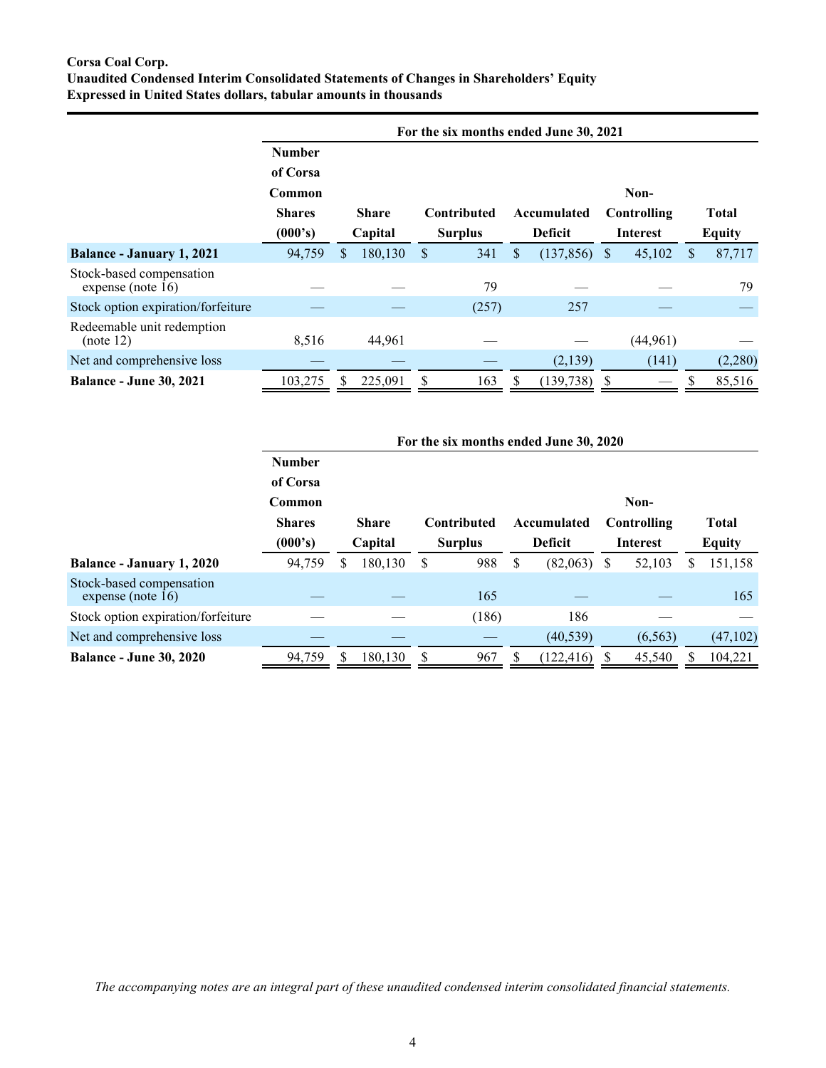**Corsa Coal Corp.**
**Unaudited Condensed Interim Consolidated Statements of Changes in Shareholders' Equity**
**Expressed in United States dollars, tabular amounts in thousands**

| | For the six months ended June 30, 2021 | | | | | |
|---|---|---|---|---|---|---|
| | **Number of Corsa Common Shares (000's)** | **Share Capital** | **Contributed Surplus** | **Accumulated Deficit** | **Non-Controlling Interest** | **Total Equity** |
| **Balance - January 1, 2021** | 94,759 | $ 180,130 | $ 341 | $ (137,856) | $ 45,102 | $ 87,717 |
| Stock-based compensation expense (note 16) | — | — | 79 | — | — | 79 |
| Stock option expiration/forfeiture | — | — | (257) | 257 | — | — |
| Redeemable unit redemption (note 12) | 8,516 | 44,961 | — | — | (44,961) | — |
| Net and comprehensive loss | — | — | — | (2,139) | (141) | (2,280) |
| **Balance - June 30, 2021** | 103,275 | $ 225,091 | $ 163 | $ (139,738) | $ — | $ 85,516 |

| | For the six months ended June 30, 2020 | | | | | |
|---|---|---|---|---|---|---|
| | **Number of Corsa Common Shares (000's)** | **Share Capital** | **Contributed Surplus** | **Accumulated Deficit** | **Non-Controlling Interest** | **Total Equity** |
| **Balance - January 1, 2020** | 94,759 | $ 180,130 | $ 988 | $ (82,063) | $ 52,103 | $ 151,158 |
| Stock-based compensation expense (note 16) | — | — | 165 | — | — | 165 |
| Stock option expiration/forfeiture | — | — | (186) | 186 | — | — |
| Net and comprehensive loss | — | — | — | (40,539) | (6,563) | (47,102) |
| **Balance - June 30, 2020** | 94,759 | $ 180,130 | $ 967 | $ (122,416) | $ 45,540 | $ 104,221 |

*The accompanying notes are an integral part of these unaudited condensed interim consolidated financial statements.*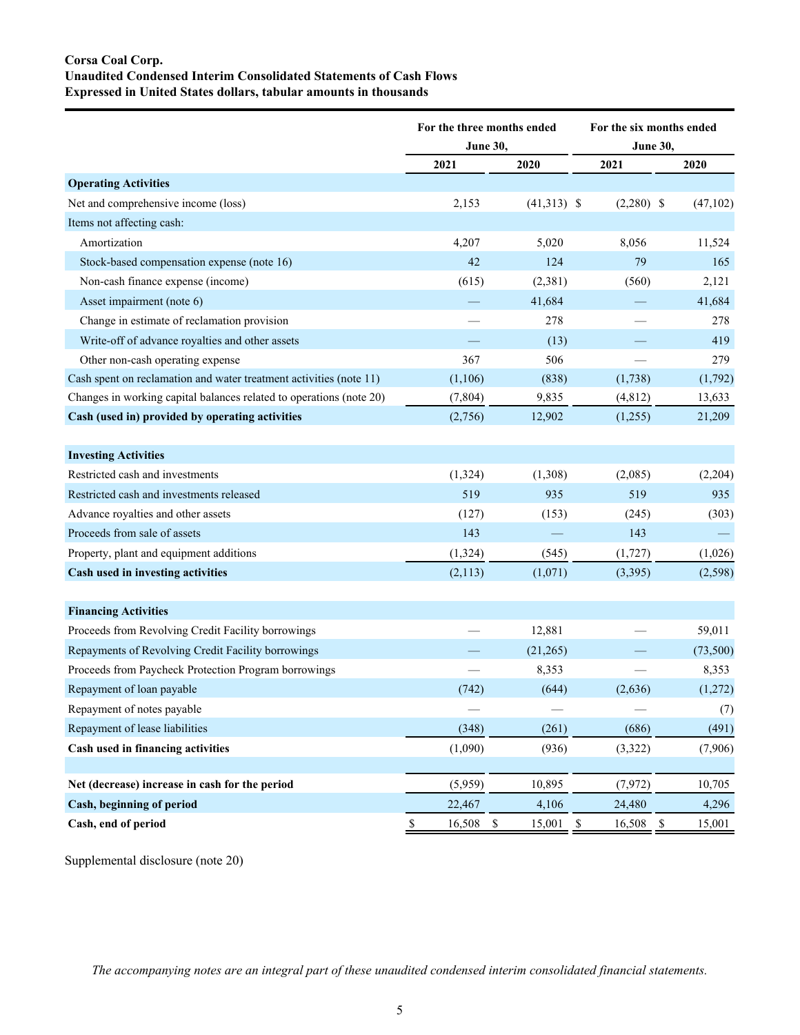**Corsa Coal Corp.**
**Unaudited Condensed Interim Consolidated Statements of Cash Flows**
**Expressed in United States dollars, tabular amounts in thousands**

| | For the three months ended June 30, | | For the six months ended June 30, | |
|---|---|---|---|---|
| | 2021 | 2020 | 2021 | 2020 |
| **Operating Activities** | | | | |
| Net and comprehensive income (loss) | 2,153 | (41,313) | $ (2,280) | $ (47,102) |
| Items not affecting cash: | | | | |
| Amortization | 4,207 | 5,020 | 8,056 | 11,524 |
| Stock-based compensation expense (note 16) | 42 | 124 | 79 | 165 |
| Non-cash finance expense (income) | (615) | (2,381) | (560) | 2,121 |
| Asset impairment (note 6) | — | 41,684 | — | 41,684 |
| Change in estimate of reclamation provision | — | 278 | — | 278 |
| Write-off of advance royalties and other assets | — | (13) | — | 419 |
| Other non-cash operating expense | 367 | 506 | — | 279 |
| Cash spent on reclamation and water treatment activities (note 11) | (1,106) | (838) | (1,738) | (1,792) |
| Changes in working capital balances related to operations (note 20) | (7,804) | 9,835 | (4,812) | 13,633 |
| **Cash (used in) provided by operating activities** | (2,756) | 12,902 | (1,255) | 21,209 |
| **Investing Activities** | | | | |
| Restricted cash and investments | (1,324) | (1,308) | (2,085) | (2,204) |
| Restricted cash and investments released | 519 | 935 | 519 | 935 |
| Advance royalties and other assets | (127) | (153) | (245) | (303) |
| Proceeds from sale of assets | 143 | — | 143 | — |
| Property, plant and equipment additions | (1,324) | (545) | (1,727) | (1,026) |
| **Cash used in investing activities** | (2,113) | (1,071) | (3,395) | (2,598) |
| **Financing Activities** | | | | |
| Proceeds from Revolving Credit Facility borrowings | — | 12,881 | — | 59,011 |
| Repayments of Revolving Credit Facility borrowings | — | (21,265) | — | (73,500) |
| Proceeds from Paycheck Protection Program borrowings | — | 8,353 | — | 8,353 |
| Repayment of loan payable | (742) | (644) | (2,636) | (1,272) |
| Repayment of notes payable | — | — | — | (7) |
| Repayment of lease liabilities | (348) | (261) | (686) | (491) |
| **Cash used in financing activities** | (1,090) | (936) | (3,322) | (7,906) |
| **Net (decrease) increase in cash for the period** | (5,959) | 10,895 | (7,972) | 10,705 |
| **Cash, beginning of period** | 22,467 | 4,106 | 24,480 | 4,296 |
| **Cash, end of period** | $ 16,508 | $ 15,001 | $ 16,508 | $ 15,001 |

Supplemental disclosure (note 20)

*The accompanying notes are an integral part of these unaudited condensed interim consolidated financial statements.*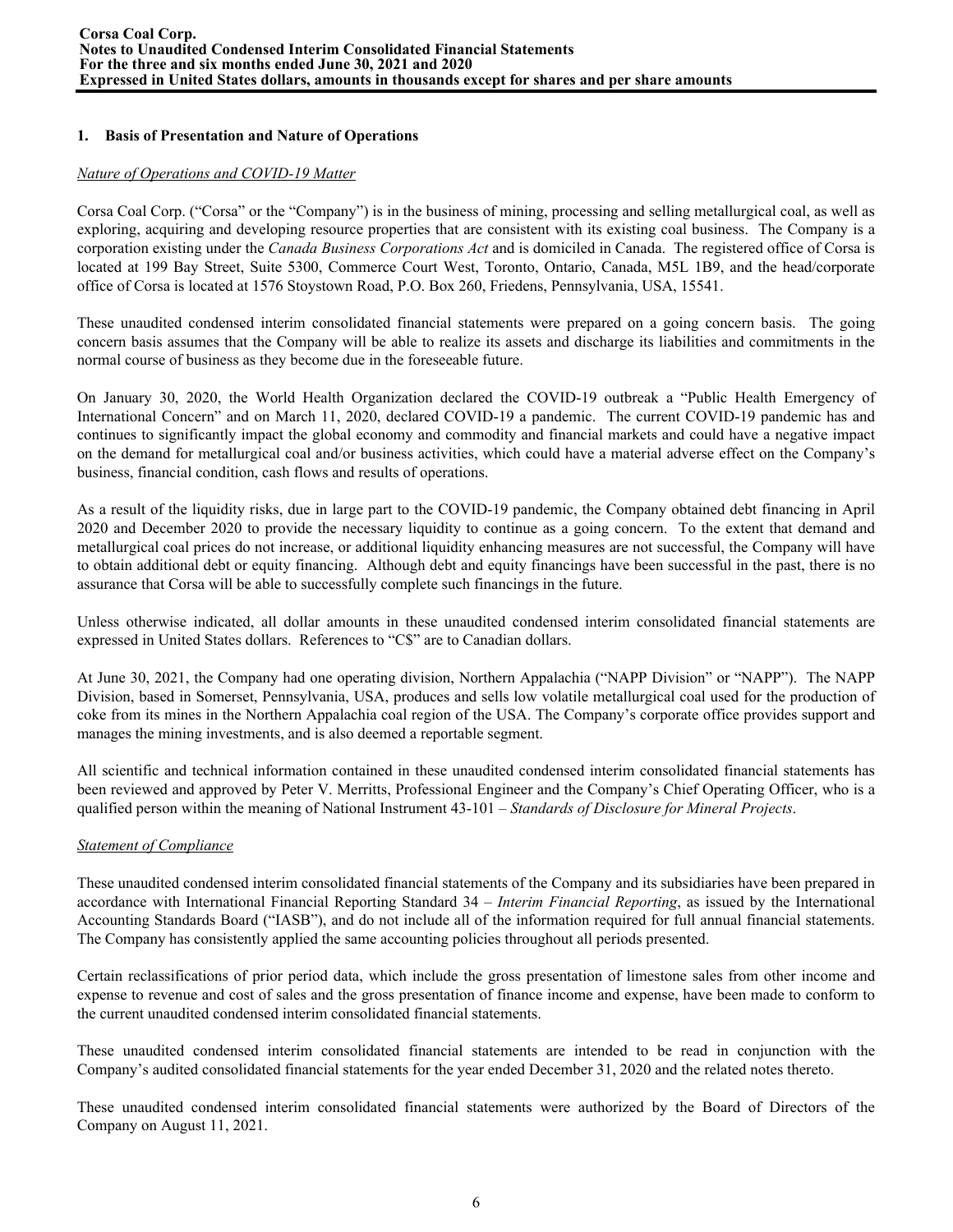## 1. Basis of Presentation and Nature of Operations

*Nature of Operations and COVID-19 Matter*

Corsa Coal Corp. ("Corsa" or the "Company") is in the business of mining, processing and selling metallurgical coal, as well as exploring, acquiring and developing resource properties that are consistent with its existing coal business. The Company is a corporation existing under the *Canada Business Corporations Act* and is domiciled in Canada. The registered office of Corsa is located at 199 Bay Street, Suite 5300, Commerce Court West, Toronto, Ontario, Canada, M5L 1B9, and the head/corporate office of Corsa is located at 1576 Stoystown Road, P.O. Box 260, Friedens, Pennsylvania, USA, 15541.

These unaudited condensed interim consolidated financial statements were prepared on a going concern basis. The going concern basis assumes that the Company will be able to realize its assets and discharge its liabilities and commitments in the normal course of business as they become due in the foreseeable future.

On January 30, 2020, the World Health Organization declared the COVID-19 outbreak a "Public Health Emergency of International Concern" and on March 11, 2020, declared COVID-19 a pandemic. The current COVID-19 pandemic has and continues to significantly impact the global economy and commodity and financial markets and could have a negative impact on the demand for metallurgical coal and/or business activities, which could have a material adverse effect on the Company's business, financial condition, cash flows and results of operations.

As a result of the liquidity risks, due in large part to the COVID-19 pandemic, the Company obtained debt financing in April 2020 and December 2020 to provide the necessary liquidity to continue as a going concern. To the extent that demand and metallurgical coal prices do not increase, or additional liquidity enhancing measures are not successful, the Company will have to obtain additional debt or equity financing. Although debt and equity financings have been successful in the past, there is no assurance that Corsa will be able to successfully complete such financings in the future.

Unless otherwise indicated, all dollar amounts in these unaudited condensed interim consolidated financial statements are expressed in United States dollars. References to "C$" are to Canadian dollars.

At June 30, 2021, the Company had one operating division, Northern Appalachia ("NAPP Division" or "NAPP"). The NAPP Division, based in Somerset, Pennsylvania, USA, produces and sells low volatile metallurgical coal used for the production of coke from its mines in the Northern Appalachia coal region of the USA. The Company's corporate office provides support and manages the mining investments, and is also deemed a reportable segment.

All scientific and technical information contained in these unaudited condensed interim consolidated financial statements has been reviewed and approved by Peter V. Merritts, Professional Engineer and the Company's Chief Operating Officer, who is a qualified person within the meaning of National Instrument 43-101 – *Standards of Disclosure for Mineral Projects*.

*Statement of Compliance*

These unaudited condensed interim consolidated financial statements of the Company and its subsidiaries have been prepared in accordance with International Financial Reporting Standard 34 – *Interim Financial Reporting*, as issued by the International Accounting Standards Board ("IASB"), and do not include all of the information required for full annual financial statements. The Company has consistently applied the same accounting policies throughout all periods presented.

Certain reclassifications of prior period data, which include the gross presentation of limestone sales from other income and expense to revenue and cost of sales and the gross presentation of finance income and expense, have been made to conform to the current unaudited condensed interim consolidated financial statements.

These unaudited condensed interim consolidated financial statements are intended to be read in conjunction with the Company's audited consolidated financial statements for the year ended December 31, 2020 and the related notes thereto.

These unaudited condensed interim consolidated financial statements were authorized by the Board of Directors of the Company on August 11, 2021.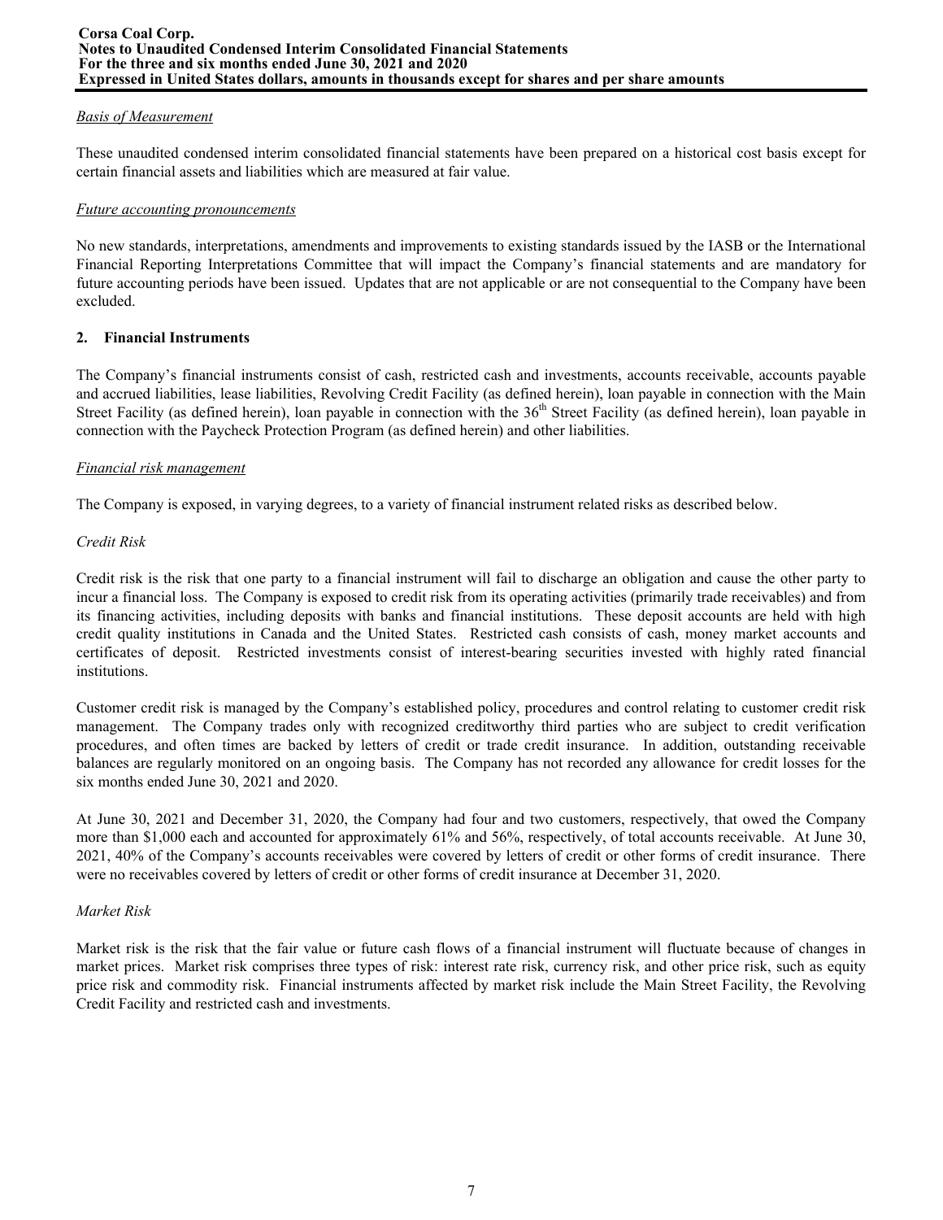*Basis of Measurement*

These unaudited condensed interim consolidated financial statements have been prepared on a historical cost basis except for certain financial assets and liabilities which are measured at fair value.

*Future accounting pronouncements*

No new standards, interpretations, amendments and improvements to existing standards issued by the IASB or the International Financial Reporting Interpretations Committee that will impact the Company's financial statements and are mandatory for future accounting periods have been issued. Updates that are not applicable or are not consequential to the Company have been excluded.

## 2. Financial Instruments

The Company's financial instruments consist of cash, restricted cash and investments, accounts receivable, accounts payable and accrued liabilities, lease liabilities, Revolving Credit Facility (as defined herein), loan payable in connection with the Main Street Facility (as defined herein), loan payable in connection with the 36th Street Facility (as defined herein), loan payable in connection with the Paycheck Protection Program (as defined herein) and other liabilities.

*Financial risk management*

The Company is exposed, in varying degrees, to a variety of financial instrument related risks as described below.

*Credit Risk*

Credit risk is the risk that one party to a financial instrument will fail to discharge an obligation and cause the other party to incur a financial loss. The Company is exposed to credit risk from its operating activities (primarily trade receivables) and from its financing activities, including deposits with banks and financial institutions. These deposit accounts are held with high credit quality institutions in Canada and the United States. Restricted cash consists of cash, money market accounts and certificates of deposit. Restricted investments consist of interest-bearing securities invested with highly rated financial institutions.

Customer credit risk is managed by the Company's established policy, procedures and control relating to customer credit risk management. The Company trades only with recognized creditworthy third parties who are subject to credit verification procedures, and often times are backed by letters of credit or trade credit insurance. In addition, outstanding receivable balances are regularly monitored on an ongoing basis. The Company has not recorded any allowance for credit losses for the six months ended June 30, 2021 and 2020.

At June 30, 2021 and December 31, 2020, the Company had four and two customers, respectively, that owed the Company more than $1,000 each and accounted for approximately 61% and 56%, respectively, of total accounts receivable. At June 30, 2021, 40% of the Company's accounts receivables were covered by letters of credit or other forms of credit insurance. There were no receivables covered by letters of credit or other forms of credit insurance at December 31, 2020.

*Market Risk*

Market risk is the risk that the fair value or future cash flows of a financial instrument will fluctuate because of changes in market prices. Market risk comprises three types of risk: interest rate risk, currency risk, and other price risk, such as equity price risk and commodity risk. Financial instruments affected by market risk include the Main Street Facility, the Revolving Credit Facility and restricted cash and investments.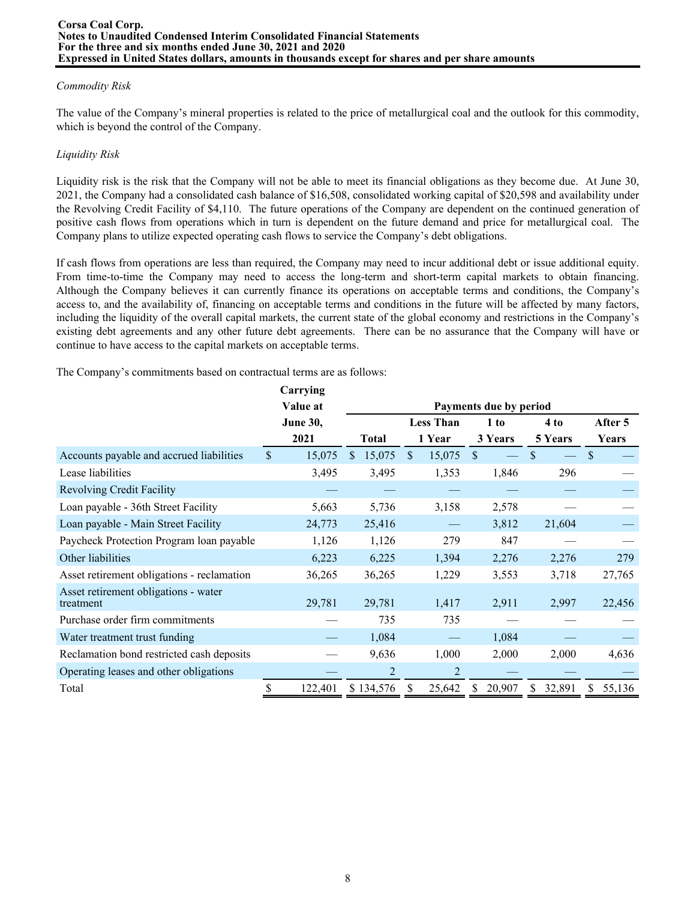*Commodity Risk*

The value of the Company's mineral properties is related to the price of metallurgical coal and the outlook for this commodity, which is beyond the control of the Company.

*Liquidity Risk*

Liquidity risk is the risk that the Company will not be able to meet its financial obligations as they become due. At June 30, 2021, the Company had a consolidated cash balance of $16,508, consolidated working capital of $20,598 and availability under the Revolving Credit Facility of $4,110. The future operations of the Company are dependent on the continued generation of positive cash flows from operations which in turn is dependent on the future demand and price for metallurgical coal. The Company plans to utilize expected operating cash flows to service the Company's debt obligations.

If cash flows from operations are less than required, the Company may need to incur additional debt or issue additional equity. From time-to-time the Company may need to access the long-term and short-term capital markets to obtain financing. Although the Company believes it can currently finance its operations on acceptable terms and conditions, the Company's access to, and the availability of, financing on acceptable terms and conditions in the future will be affected by many factors, including the liquidity of the overall capital markets, the current state of the global economy and restrictions in the Company's existing debt agreements and any other future debt agreements. There can be no assurance that the Company will have or continue to have access to the capital markets on acceptable terms.

The Company's commitments based on contractual terms are as follows:

| | Carrying Value at June 30, 2021 | Payments due by period | | | | |
|---|---|---|---|---|---|---|
| | | Total | Less Than 1 Year | 1 to 3 Years | 4 to 5 Years | After 5 Years |
| Accounts payable and accrued liabilities | $ 15,075 | $ 15,075 | $ 15,075 | $ — | $ — | $ — |
| Lease liabilities | 3,495 | 3,495 | 1,353 | 1,846 | 296 | — |
| Revolving Credit Facility | — | — | — | — | — | — |
| Loan payable - 36th Street Facility | 5,663 | 5,736 | 3,158 | 2,578 | — | — |
| Loan payable - Main Street Facility | 24,773 | 25,416 | — | 3,812 | 21,604 | — |
| Paycheck Protection Program loan payable | 1,126 | 1,126 | 279 | 847 | — | — |
| Other liabilities | 6,223 | 6,225 | 1,394 | 2,276 | 2,276 | 279 |
| Asset retirement obligations - reclamation | 36,265 | 36,265 | 1,229 | 3,553 | 3,718 | 27,765 |
| Asset retirement obligations - water treatment | 29,781 | 29,781 | 1,417 | 2,911 | 2,997 | 22,456 |
| Purchase order firm commitments | — | 735 | 735 | — | — | — |
| Water treatment trust funding | — | 1,084 | — | 1,084 | — | — |
| Reclamation bond restricted cash deposits | — | 9,636 | 1,000 | 2,000 | 2,000 | 4,636 |
| Operating leases and other obligations | — | 2 | 2 | — | — | — |
| Total | $ 122,401 | $ 134,576 | $ 25,642 | $ 20,907 | $ 32,891 | $ 55,136 |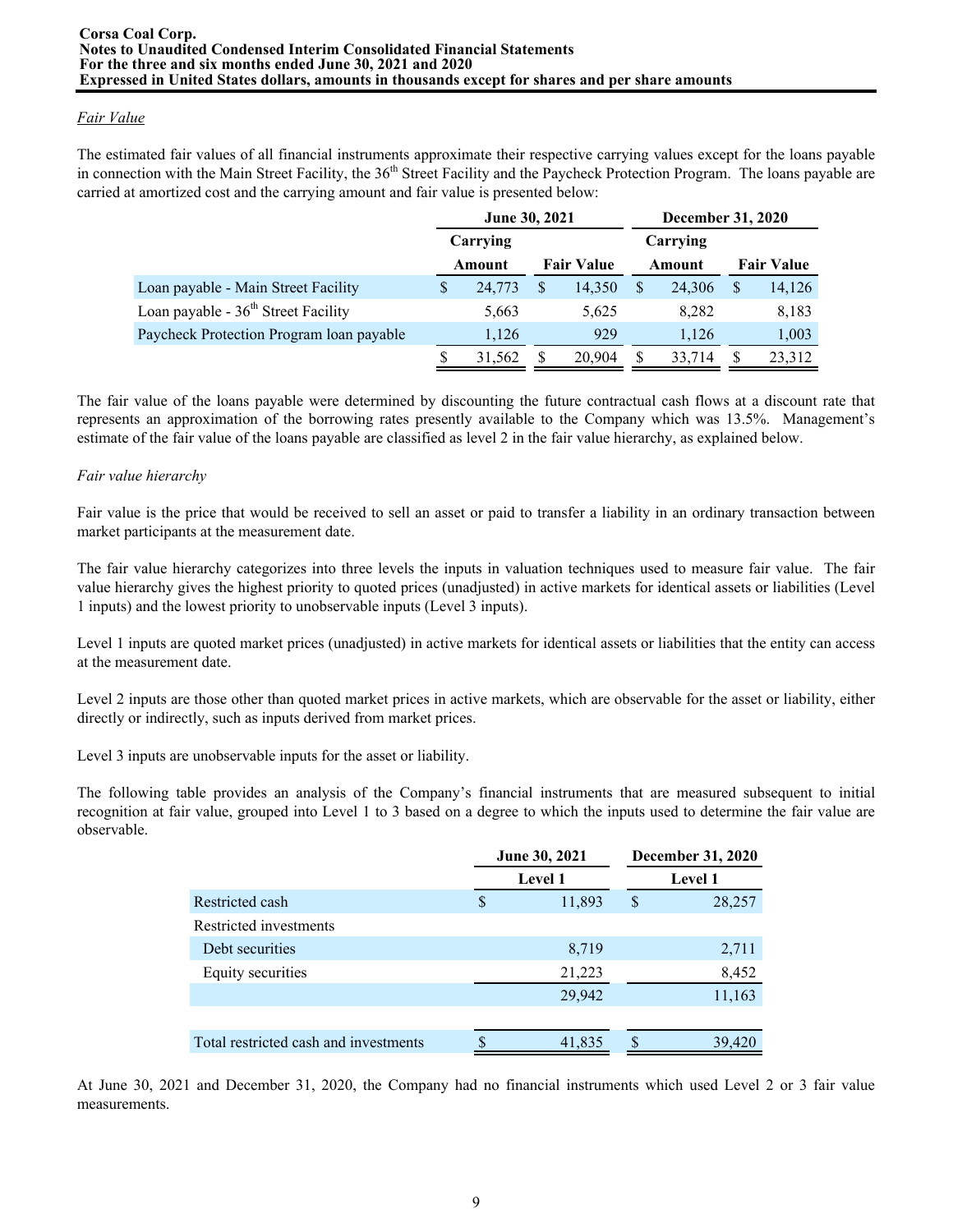*Fair Value*

The estimated fair values of all financial instruments approximate their respective carrying values except for the loans payable in connection with the Main Street Facility, the 36th Street Facility and the Paycheck Protection Program. The loans payable are carried at amortized cost and the carrying amount and fair value is presented below:

| | June 30, 2021 | | December 31, 2020 | |
|---|---|---|---|---|
| | Carrying Amount | Fair Value | Carrying Amount | Fair Value |
| Loan payable - Main Street Facility | $ 24,773 | $ 14,350 | $ 24,306 | $ 14,126 |
| Loan payable - 36th Street Facility | 5,663 | 5,625 | 8,282 | 8,183 |
| Paycheck Protection Program loan payable | 1,126 | 929 | 1,126 | 1,003 |
| | $ 31,562 | $ 20,904 | $ 33,714 | $ 23,312 |

The fair value of the loans payable were determined by discounting the future contractual cash flows at a discount rate that represents an approximation of the borrowing rates presently available to the Company which was 13.5%. Management's estimate of the fair value of the loans payable are classified as level 2 in the fair value hierarchy, as explained below.

*Fair value hierarchy*

Fair value is the price that would be received to sell an asset or paid to transfer a liability in an ordinary transaction between market participants at the measurement date.

The fair value hierarchy categorizes into three levels the inputs in valuation techniques used to measure fair value. The fair value hierarchy gives the highest priority to quoted prices (unadjusted) in active markets for identical assets or liabilities (Level 1 inputs) and the lowest priority to unobservable inputs (Level 3 inputs).

Level 1 inputs are quoted market prices (unadjusted) in active markets for identical assets or liabilities that the entity can access at the measurement date.

Level 2 inputs are those other than quoted market prices in active markets, which are observable for the asset or liability, either directly or indirectly, such as inputs derived from market prices.

Level 3 inputs are unobservable inputs for the asset or liability.

The following table provides an analysis of the Company's financial instruments that are measured subsequent to initial recognition at fair value, grouped into Level 1 to 3 based on a degree to which the inputs used to determine the fair value are observable.

| | June 30, 2021 | December 31, 2020 |
|---|---|---|
| | Level 1 | Level 1 |
| Restricted cash | $ 11,893 | $ 28,257 |
| Restricted investments | | |
| Debt securities | 8,719 | 2,711 |
| Equity securities | 21,223 | 8,452 |
| | 29,942 | 11,163 |
| Total restricted cash and investments | $ 41,835 | $ 39,420 |

At June 30, 2021 and December 31, 2020, the Company had no financial instruments which used Level 2 or 3 fair value measurements.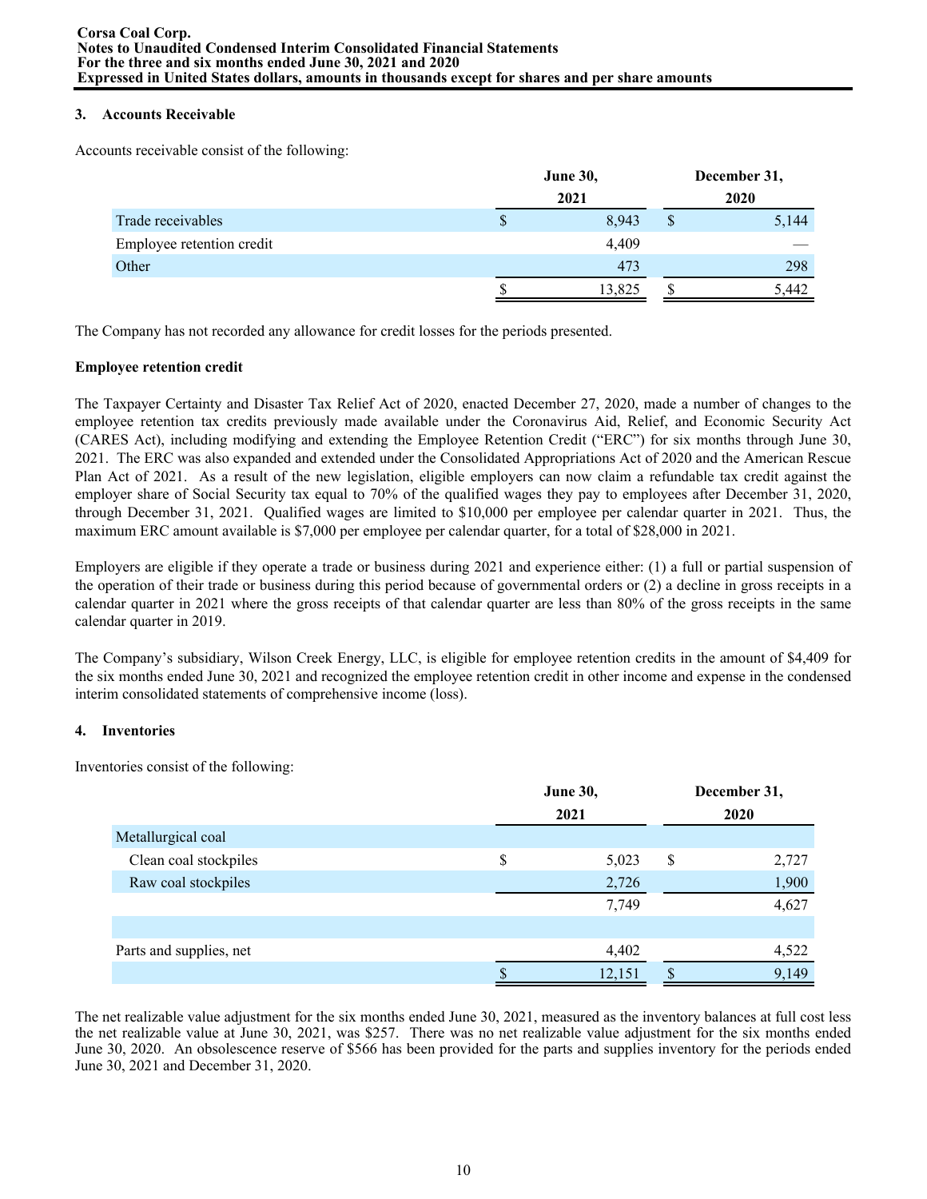## 3. Accounts Receivable

Accounts receivable consist of the following:

| | June 30, 2021 | December 31, 2020 |
|---|---|---|
| Trade receivables | $ 8,943 | $ 5,144 |
| Employee retention credit | 4,409 | — |
| Other | 473 | 298 |
| | $ 13,825 | $ 5,442 |

The Company has not recorded any allowance for credit losses for the periods presented.

### Employee retention credit

The Taxpayer Certainty and Disaster Tax Relief Act of 2020, enacted December 27, 2020, made a number of changes to the employee retention tax credits previously made available under the Coronavirus Aid, Relief, and Economic Security Act (CARES Act), including modifying and extending the Employee Retention Credit ("ERC") for six months through June 30, 2021. The ERC was also expanded and extended under the Consolidated Appropriations Act of 2020 and the American Rescue Plan Act of 2021. As a result of the new legislation, eligible employers can now claim a refundable tax credit against the employer share of Social Security tax equal to 70% of the qualified wages they pay to employees after December 31, 2020, through December 31, 2021. Qualified wages are limited to $10,000 per employee per calendar quarter in 2021. Thus, the maximum ERC amount available is $7,000 per employee per calendar quarter, for a total of $28,000 in 2021.

Employers are eligible if they operate a trade or business during 2021 and experience either: (1) a full or partial suspension of the operation of their trade or business during this period because of governmental orders or (2) a decline in gross receipts in a calendar quarter in 2021 where the gross receipts of that calendar quarter are less than 80% of the gross receipts in the same calendar quarter in 2019.

The Company's subsidiary, Wilson Creek Energy, LLC, is eligible for employee retention credits in the amount of $4,409 for the six months ended June 30, 2021 and recognized the employee retention credit in other income and expense in the condensed interim consolidated statements of comprehensive income (loss).

## 4. Inventories

Inventories consist of the following:

| | June 30, 2021 | December 31, 2020 |
|---|---|---|
| Metallurgical coal | | |
| Clean coal stockpiles | $ 5,023 | $ 2,727 |
| Raw coal stockpiles | 2,726 | 1,900 |
| | 7,749 | 4,627 |
| | | |
| Parts and supplies, net | 4,402 | 4,522 |
| | $ 12,151 | $ 9,149 |

The net realizable value adjustment for the six months ended June 30, 2021, measured as the inventory balances at full cost less the net realizable value at June 30, 2021, was $257. There was no net realizable value adjustment for the six months ended June 30, 2020. An obsolescence reserve of $566 has been provided for the parts and supplies inventory for the periods ended June 30, 2021 and December 31, 2020.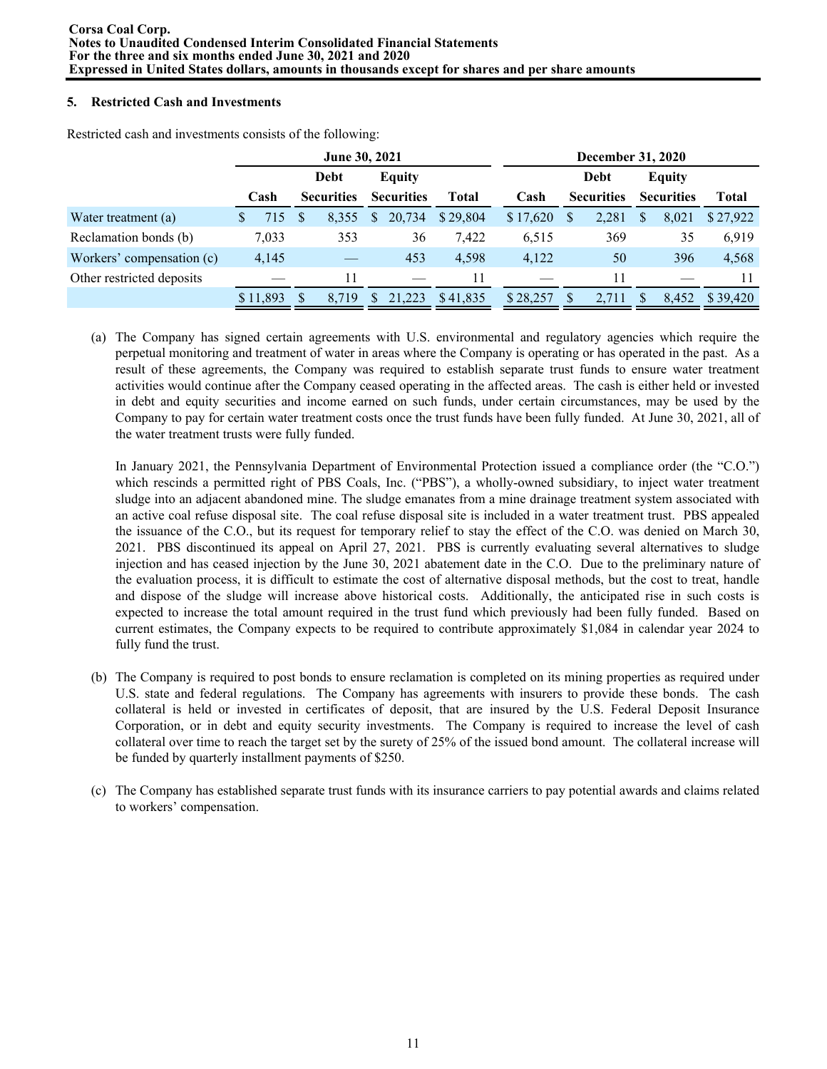### 5. Restricted Cash and Investments

Restricted cash and investments consists of the following:

| | June 30, 2021 | | | | December 31, 2020 | | | |
|---|---|---|---|---|---|---|---|---|
| | Cash | Debt Securities | Equity Securities | Total | Cash | Debt Securities | Equity Securities | Total |
| Water treatment (a) | $ 715 | $ 8,355 | $ 20,734 | $ 29,804 | $ 17,620 | $ 2,281 | $ 8,021 | $ 27,922 |
| Reclamation bonds (b) | 7,033 | 353 | 36 | 7,422 | 6,515 | 369 | 35 | 6,919 |
| Workers' compensation (c) | 4,145 | — | 453 | 4,598 | 4,122 | 50 | 396 | 4,568 |
| Other restricted deposits | — | 11 | — | 11 | — | 11 | — | 11 |
| | $ 11,893 | $ 8,719 | $ 21,223 | $ 41,835 | $ 28,257 | $ 2,711 | $ 8,452 | $ 39,420 |

(a) The Company has signed certain agreements with U.S. environmental and regulatory agencies which require the perpetual monitoring and treatment of water in areas where the Company is operating or has operated in the past. As a result of these agreements, the Company was required to establish separate trust funds to ensure water treatment activities would continue after the Company ceased operating in the affected areas. The cash is either held or invested in debt and equity securities and income earned on such funds, under certain circumstances, may be used by the Company to pay for certain water treatment costs once the trust funds have been fully funded. At June 30, 2021, all of the water treatment trusts were fully funded.

In January 2021, the Pennsylvania Department of Environmental Protection issued a compliance order (the "C.O.") which rescinds a permitted right of PBS Coals, Inc. ("PBS"), a wholly-owned subsidiary, to inject water treatment sludge into an adjacent abandoned mine. The sludge emanates from a mine drainage treatment system associated with an active coal refuse disposal site. The coal refuse disposal site is included in a water treatment trust. PBS appealed the issuance of the C.O., but its request for temporary relief to stay the effect of the C.O. was denied on March 30, 2021. PBS discontinued its appeal on April 27, 2021. PBS is currently evaluating several alternatives to sludge injection and has ceased injection by the June 30, 2021 abatement date in the C.O. Due to the preliminary nature of the evaluation process, it is difficult to estimate the cost of alternative disposal methods, but the cost to treat, handle and dispose of the sludge will increase above historical costs. Additionally, the anticipated rise in such costs is expected to increase the total amount required in the trust fund which previously had been fully funded. Based on current estimates, the Company expects to be required to contribute approximately $1,084 in calendar year 2024 to fully fund the trust.

(b) The Company is required to post bonds to ensure reclamation is completed on its mining properties as required under U.S. state and federal regulations. The Company has agreements with insurers to provide these bonds. The cash collateral is held or invested in certificates of deposit, that are insured by the U.S. Federal Deposit Insurance Corporation, or in debt and equity security investments. The Company is required to increase the level of cash collateral over time to reach the target set by the surety of 25% of the issued bond amount. The collateral increase will be funded by quarterly installment payments of $250.

(c) The Company has established separate trust funds with its insurance carriers to pay potential awards and claims related to workers' compensation.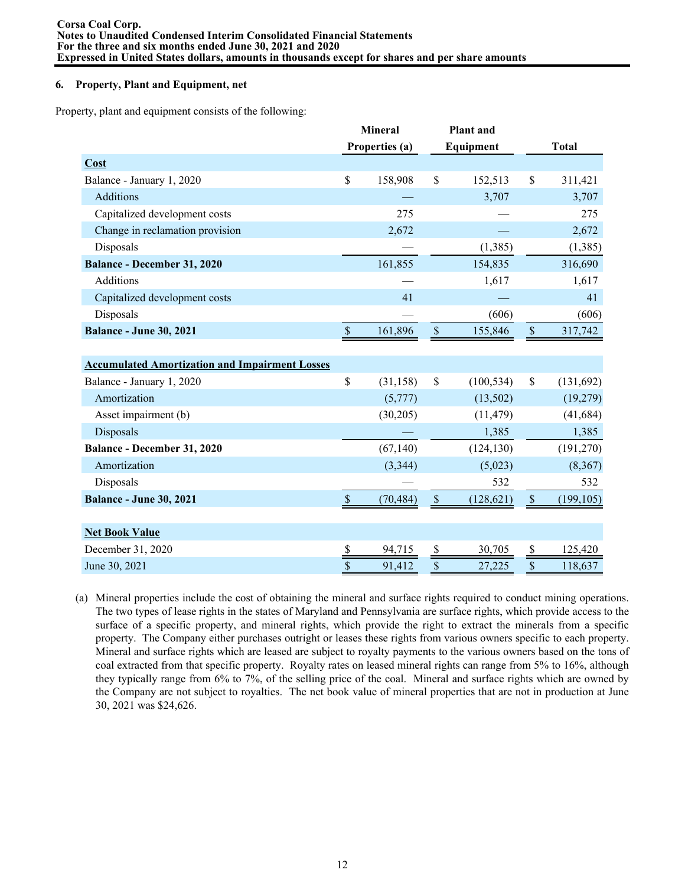## 6. Property, Plant and Equipment, net

Property, plant and equipment consists of the following:

| | Mineral Properties (a) | Plant and Equipment | Total |
|---|---|---|---|
| **Cost** | | | |
| Balance - January 1, 2020 | $ 158,908 | $ 152,513 | $ 311,421 |
| Additions | — | 3,707 | 3,707 |
| Capitalized development costs | 275 | — | 275 |
| Change in reclamation provision | 2,672 | — | 2,672 |
| Disposals | — | (1,385) | (1,385) |
| **Balance - December 31, 2020** | 161,855 | 154,835 | 316,690 |
| Additions | — | 1,617 | 1,617 |
| Capitalized development costs | 41 | — | 41 |
| Disposals | — | (606) | (606) |
| **Balance - June 30, 2021** | $ 161,896 | $ 155,846 | $ 317,742 |
| **Accumulated Amortization and Impairment Losses** | | | |
| Balance - January 1, 2020 | $ (31,158) | $ (100,534) | $ (131,692) |
| Amortization | (5,777) | (13,502) | (19,279) |
| Asset impairment (b) | (30,205) | (11,479) | (41,684) |
| Disposals | — | 1,385 | 1,385 |
| **Balance - December 31, 2020** | (67,140) | (124,130) | (191,270) |
| Amortization | (3,344) | (5,023) | (8,367) |
| Disposals | — | 532 | 532 |
| **Balance - June 30, 2021** | $ (70,484) | $ (128,621) | $ (199,105) |
| **Net Book Value** | | | |
| December 31, 2020 | $ 94,715 | $ 30,705 | $ 125,420 |
| June 30, 2021 | $ 91,412 | $ 27,225 | $ 118,637 |

(a) Mineral properties include the cost of obtaining the mineral and surface rights required to conduct mining operations. The two types of lease rights in the states of Maryland and Pennsylvania are surface rights, which provide access to the surface of a specific property, and mineral rights, which provide the right to extract the minerals from a specific property. The Company either purchases outright or leases these rights from various owners specific to each property. Mineral and surface rights which are leased are subject to royalty payments to the various owners based on the tons of coal extracted from that specific property. Royalty rates on leased mineral rights can range from 5% to 16%, although they typically range from 6% to 7%, of the selling price of the coal. Mineral and surface rights which are owned by the Company are not subject to royalties. The net book value of mineral properties that are not in production at June 30, 2021 was $24,626.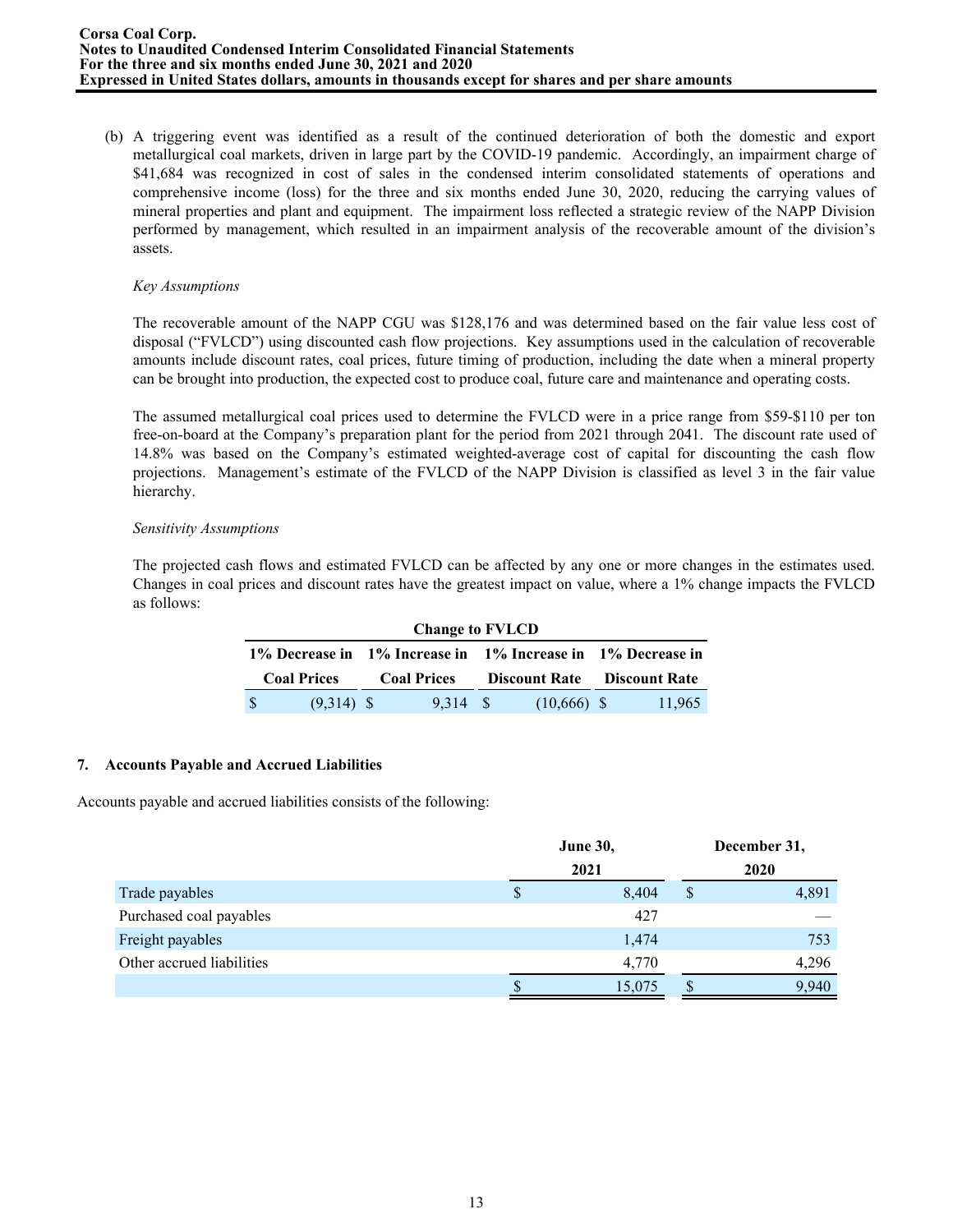(b) A triggering event was identified as a result of the continued deterioration of both the domestic and export metallurgical coal markets, driven in large part by the COVID-19 pandemic. Accordingly, an impairment charge of $41,684 was recognized in cost of sales in the condensed interim consolidated statements of operations and comprehensive income (loss) for the three and six months ended June 30, 2020, reducing the carrying values of mineral properties and plant and equipment. The impairment loss reflected a strategic review of the NAPP Division performed by management, which resulted in an impairment analysis of the recoverable amount of the division's assets.

*Key Assumptions*

The recoverable amount of the NAPP CGU was $128,176 and was determined based on the fair value less cost of disposal ("FVLCD") using discounted cash flow projections. Key assumptions used in the calculation of recoverable amounts include discount rates, coal prices, future timing of production, including the date when a mineral property can be brought into production, the expected cost to produce coal, future care and maintenance and operating costs.

The assumed metallurgical coal prices used to determine the FVLCD were in a price range from $59-$110 per ton free-on-board at the Company's preparation plant for the period from 2021 through 2041. The discount rate used of 14.8% was based on the Company's estimated weighted-average cost of capital for discounting the cash flow projections. Management's estimate of the FVLCD of the NAPP Division is classified as level 3 in the fair value hierarchy.

*Sensitivity Assumptions*

The projected cash flows and estimated FVLCD can be affected by any one or more changes in the estimates used. Changes in coal prices and discount rates have the greatest impact on value, where a 1% change impacts the FVLCD as follows:

| Change to FVLCD | | | |
|---|---|---|---|
| 1% Decrease in Coal Prices | 1% Increase in Coal Prices | 1% Increase in Discount Rate | 1% Decrease in Discount Rate |
| $ (9,314) | $ 9,314 | $ (10,666) | $ 11,965 |

## 7. Accounts Payable and Accrued Liabilities

Accounts payable and accrued liabilities consists of the following:

| | June 30, 2021 | December 31, 2020 |
|---|---|---|
| Trade payables | $ 8,404 | $ 4,891 |
| Purchased coal payables | 427 | — |
| Freight payables | 1,474 | 753 |
| Other accrued liabilities | 4,770 | 4,296 |
| | $ 15,075 | $ 9,940 |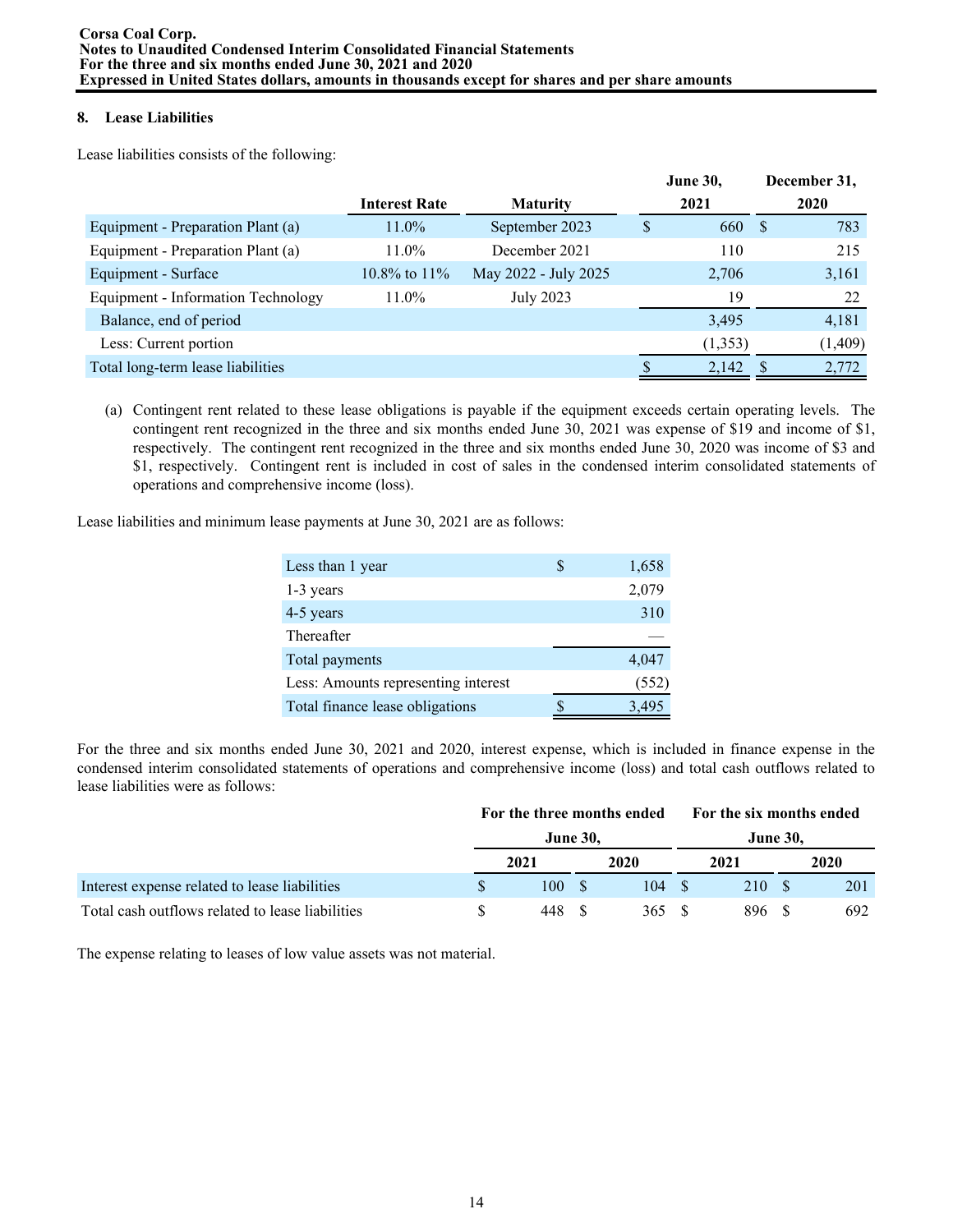## 8. Lease Liabilities

Lease liabilities consists of the following:

| | Interest Rate | Maturity | June 30, 2021 | December 31, 2020 |
|---|---|---|---|---|
| Equipment - Preparation Plant (a) | 11.0% | September 2023 | $ 660 | $ 783 |
| Equipment - Preparation Plant (a) | 11.0% | December 2021 | 110 | 215 |
| Equipment - Surface | 10.8% to 11% | May 2022 - July 2025 | 2,706 | 3,161 |
| Equipment - Information Technology | 11.0% | July 2023 | 19 | 22 |
| Balance, end of period | | | 3,495 | 4,181 |
| Less: Current portion | | | (1,353) | (1,409) |
| Total long-term lease liabilities | | | $ 2,142 | $ 2,772 |

(a) Contingent rent related to these lease obligations is payable if the equipment exceeds certain operating levels. The contingent rent recognized in the three and six months ended June 30, 2021 was expense of $19 and income of $1, respectively. The contingent rent recognized in the three and six months ended June 30, 2020 was income of $3 and $1, respectively. Contingent rent is included in cost of sales in the condensed interim consolidated statements of operations and comprehensive income (loss).

Lease liabilities and minimum lease payments at June 30, 2021 are as follows:

| | |
|---|---|
| Less than 1 year | $ 1,658 |
| 1-3 years | 2,079 |
| 4-5 years | 310 |
| Thereafter | — |
| Total payments | 4,047 |
| Less: Amounts representing interest | (552) |
| Total finance lease obligations | $ 3,495 |

For the three and six months ended June 30, 2021 and 2020, interest expense, which is included in finance expense in the condensed interim consolidated statements of operations and comprehensive income (loss) and total cash outflows related to lease liabilities were as follows:

| | For the three months ended June 30, | | For the six months ended June 30, | |
|---|---|---|---|---|
| | 2021 | 2020 | 2021 | 2020 |
| Interest expense related to lease liabilities | $ 100 | $ 104 | $ 210 | $ 201 |
| Total cash outflows related to lease liabilities | $ 448 | $ 365 | $ 896 | $ 692 |

The expense relating to leases of low value assets was not material.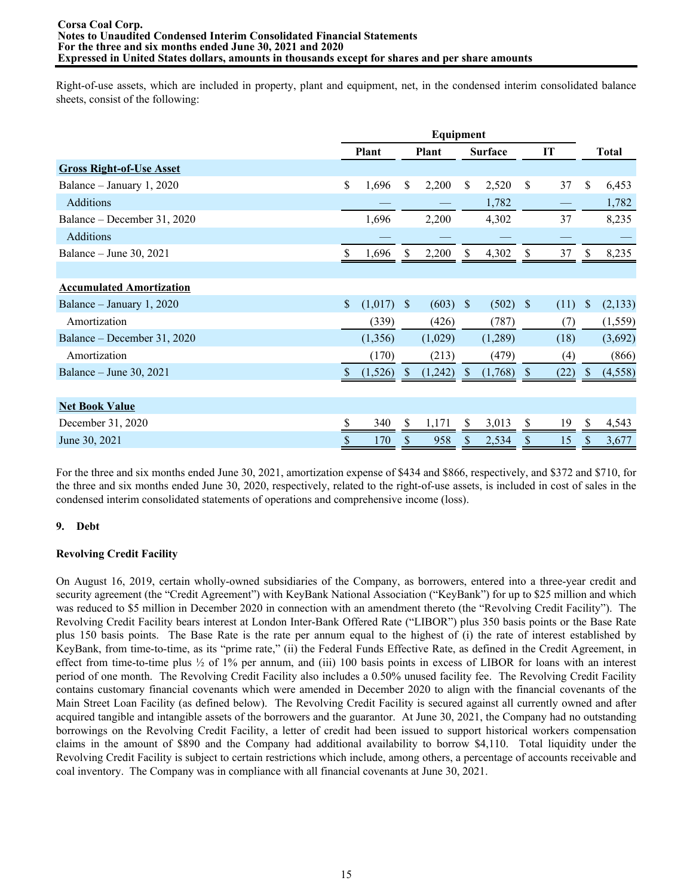Right-of-use assets, which are included in property, plant and equipment, net, in the condensed interim consolidated balance sheets, consist of the following:

| | Plant | Equipment | | | Total |
|---|---|---|---|---|---|
| | | Plant | Surface | IT | |
| **Gross Right-of-Use Asset** | | | | | |
| Balance – January 1, 2020 | $ 1,696 | $ 2,200 | $ 2,520 | $ 37 | $ 6,453 |
| Additions | — | — | 1,782 | — | 1,782 |
| Balance – December 31, 2020 | 1,696 | 2,200 | 4,302 | 37 | 8,235 |
| Additions | — | — | — | — | — |
| Balance – June 30, 2021 | $ 1,696 | $ 2,200 | $ 4,302 | $ 37 | $ 8,235 |
| | | | | | |
| **Accumulated Amortization** | | | | | |
| Balance – January 1, 2020 | $ (1,017) | $ (603) | $ (502) | $ (11) | $ (2,133) |
| Amortization | (339) | (426) | (787) | (7) | (1,559) |
| Balance – December 31, 2020 | (1,356) | (1,029) | (1,289) | (18) | (3,692) |
| Amortization | (170) | (213) | (479) | (4) | (866) |
| Balance – June 30, 2021 | $ (1,526) | $ (1,242) | $ (1,768) | $ (22) | $ (4,558) |
| | | | | | |
| **Net Book Value** | | | | | |
| December 31, 2020 | $ 340 | $ 1,171 | $ 3,013 | $ 19 | $ 4,543 |
| June 30, 2021 | $ 170 | $ 958 | $ 2,534 | $ 15 | $ 3,677 |

For the three and six months ended June 30, 2021, amortization expense of $434 and $866, respectively, and $372 and $710, for the three and six months ended June 30, 2020, respectively, related to the right-of-use assets, is included in cost of sales in the condensed interim consolidated statements of operations and comprehensive income (loss).

## 9. Debt

### Revolving Credit Facility

On August 16, 2019, certain wholly-owned subsidiaries of the Company, as borrowers, entered into a three-year credit and security agreement (the "Credit Agreement") with KeyBank National Association ("KeyBank") for up to $25 million and which was reduced to $5 million in December 2020 in connection with an amendment thereto (the "Revolving Credit Facility"). The Revolving Credit Facility bears interest at London Inter-Bank Offered Rate ("LIBOR") plus 350 basis points or the Base Rate plus 150 basis points. The Base Rate is the rate per annum equal to the highest of (i) the rate of interest established by KeyBank, from time-to-time, as its "prime rate," (ii) the Federal Funds Effective Rate, as defined in the Credit Agreement, in effect from time-to-time plus ½ of 1% per annum, and (iii) 100 basis points in excess of LIBOR for loans with an interest period of one month. The Revolving Credit Facility also includes a 0.50% unused facility fee. The Revolving Credit Facility contains customary financial covenants which were amended in December 2020 to align with the financial covenants of the Main Street Loan Facility (as defined below). The Revolving Credit Facility is secured against all currently owned and after acquired tangible and intangible assets of the borrowers and the guarantor. At June 30, 2021, the Company had no outstanding borrowings on the Revolving Credit Facility, a letter of credit had been issued to support historical workers compensation claims in the amount of $890 and the Company had additional availability to borrow $4,110. Total liquidity under the Revolving Credit Facility is subject to certain restrictions which include, among others, a percentage of accounts receivable and coal inventory. The Company was in compliance with all financial covenants at June 30, 2021.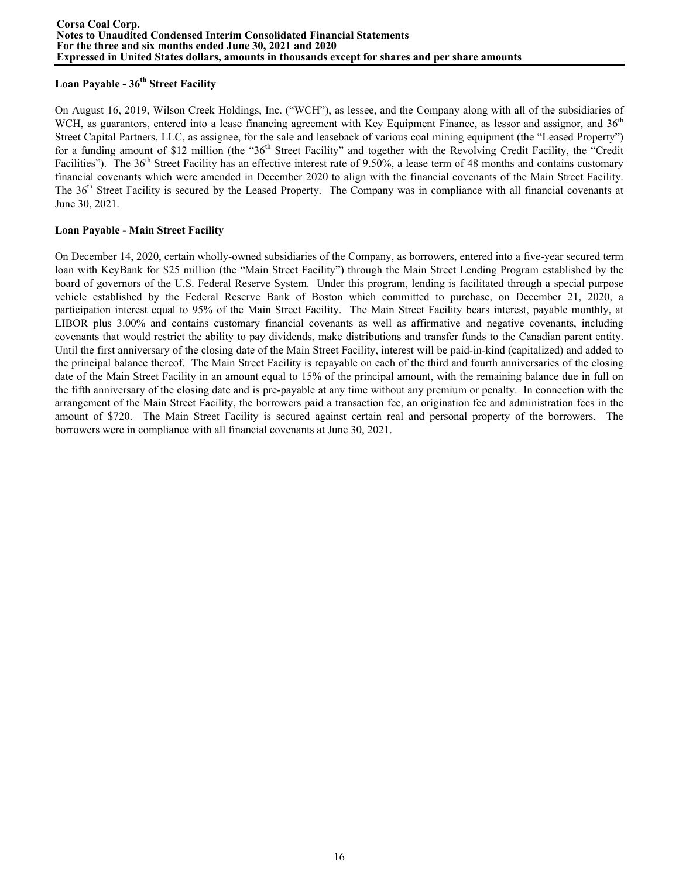**Loan Payable - 36th Street Facility**

On August 16, 2019, Wilson Creek Holdings, Inc. ("WCH"), as lessee, and the Company along with all of the subsidiaries of WCH, as guarantors, entered into a lease financing agreement with Key Equipment Finance, as lessor and assignor, and 36th Street Capital Partners, LLC, as assignee, for the sale and leaseback of various coal mining equipment (the "Leased Property") for a funding amount of $12 million (the "36th Street Facility" and together with the Revolving Credit Facility, the "Credit Facilities"). The 36th Street Facility has an effective interest rate of 9.50%, a lease term of 48 months and contains customary financial covenants which were amended in December 2020 to align with the financial covenants of the Main Street Facility. The 36th Street Facility is secured by the Leased Property. The Company was in compliance with all financial covenants at June 30, 2021.

**Loan Payable - Main Street Facility**

On December 14, 2020, certain wholly-owned subsidiaries of the Company, as borrowers, entered into a five-year secured term loan with KeyBank for $25 million (the "Main Street Facility") through the Main Street Lending Program established by the board of governors of the U.S. Federal Reserve System. Under this program, lending is facilitated through a special purpose vehicle established by the Federal Reserve Bank of Boston which committed to purchase, on December 21, 2020, a participation interest equal to 95% of the Main Street Facility. The Main Street Facility bears interest, payable monthly, at LIBOR plus 3.00% and contains customary financial covenants as well as affirmative and negative covenants, including covenants that would restrict the ability to pay dividends, make distributions and transfer funds to the Canadian parent entity. Until the first anniversary of the closing date of the Main Street Facility, interest will be paid-in-kind (capitalized) and added to the principal balance thereof. The Main Street Facility is repayable on each of the third and fourth anniversaries of the closing date of the Main Street Facility in an amount equal to 15% of the principal amount, with the remaining balance due in full on the fifth anniversary of the closing date and is pre-payable at any time without any premium or penalty. In connection with the arrangement of the Main Street Facility, the borrowers paid a transaction fee, an origination fee and administration fees in the amount of $720. The Main Street Facility is secured against certain real and personal property of the borrowers. The borrowers were in compliance with all financial covenants at June 30, 2021.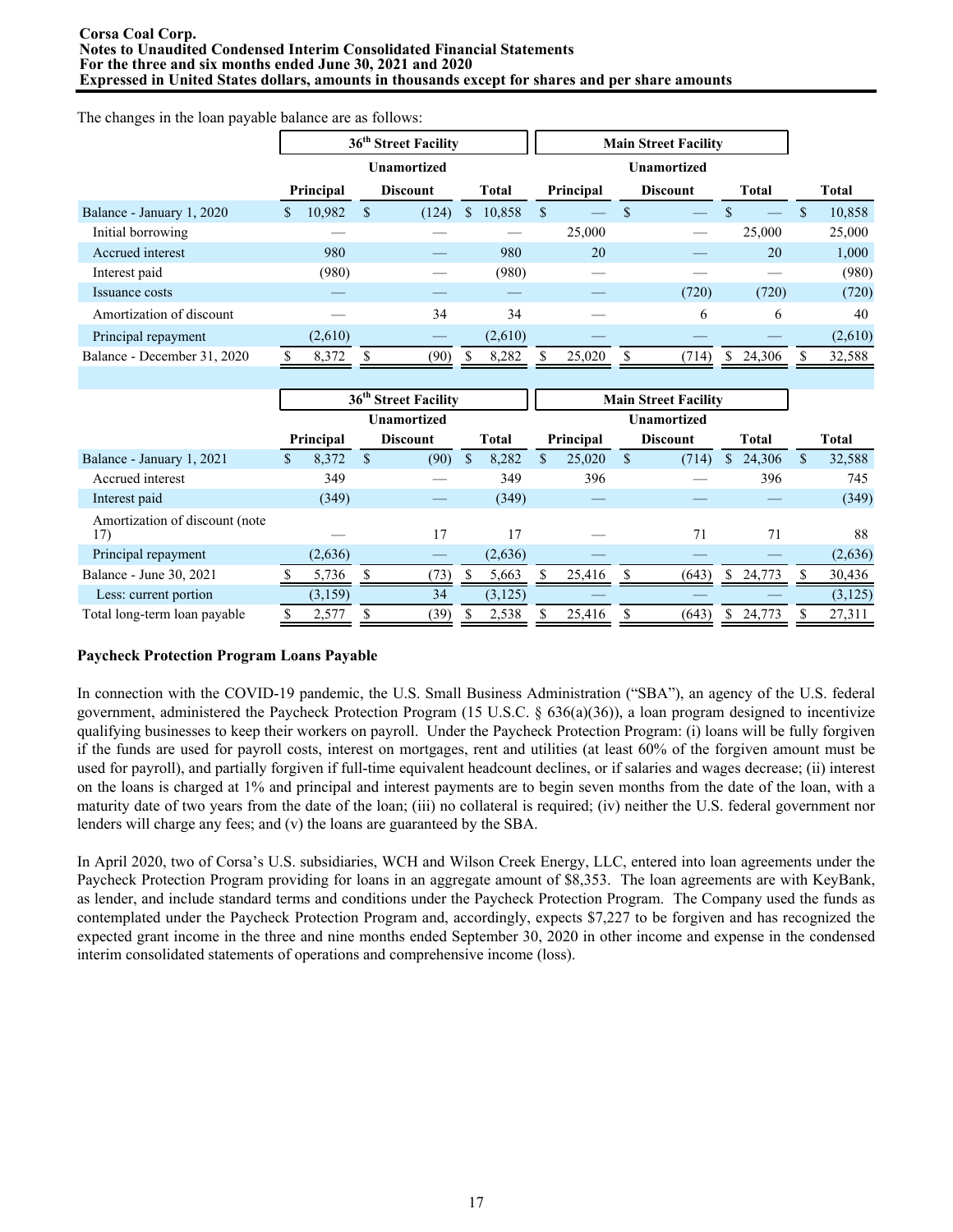The changes in the loan payable balance are as follows:

| | 36th Street Facility | | | Main Street Facility | | | |
|---|---|---|---|---|---|---|---|
| | Principal | Unamortized Discount | Total | Principal | Unamortized Discount | Total | Total |
| Balance - January 1, 2020 | $ 10,982 | $ (124) | $ 10,858 | $ — | $ — | $ — | $ 10,858 |
| Initial borrowing | — | — | — | 25,000 | — | 25,000 | 25,000 |
| Accrued interest | 980 | — | 980 | 20 | — | 20 | 1,000 |
| Interest paid | (980) | — | (980) | — | — | — | (980) |
| Issuance costs | — | — | — | — | (720) | (720) | (720) |
| Amortization of discount | — | 34 | 34 | — | 6 | 6 | 40 |
| Principal repayment | (2,610) | — | (2,610) | — | — | — | (2,610) |
| Balance - December 31, 2020 | $ 8,372 | $ (90) | $ 8,282 | $ 25,020 | $ (714) | $ 24,306 | $ 32,588 |

| | 36th Street Facility | | | Main Street Facility | | | |
|---|---|---|---|---|---|---|---|
| | Principal | Unamortized Discount | Total | Principal | Unamortized Discount | Total | Total |
| Balance - January 1, 2021 | $ 8,372 | $ (90) | $ 8,282 | $ 25,020 | $ (714) | $ 24,306 | $ 32,588 |
| Accrued interest | 349 | — | 349 | 396 | — | 396 | 745 |
| Interest paid | (349) | — | (349) | — | — | — | (349) |
| Amortization of discount (note 17) | — | 17 | 17 | — | 71 | 71 | 88 |
| Principal repayment | (2,636) | — | (2,636) | — | — | — | (2,636) |
| Balance - June 30, 2021 | $ 5,736 | $ (73) | $ 5,663 | $ 25,416 | $ (643) | $ 24,773 | $ 30,436 |
| Less: current portion | (3,159) | 34 | (3,125) | — | — | — | (3,125) |
| Total long-term loan payable | $ 2,577 | $ (39) | $ 2,538 | $ 25,416 | $ (643) | $ 24,773 | $ 27,311 |

**Paycheck Protection Program Loans Payable**

In connection with the COVID-19 pandemic, the U.S. Small Business Administration ("SBA"), an agency of the U.S. federal government, administered the Paycheck Protection Program (15 U.S.C. § 636(a)(36)), a loan program designed to incentivize qualifying businesses to keep their workers on payroll. Under the Paycheck Protection Program: (i) loans will be fully forgiven if the funds are used for payroll costs, interest on mortgages, rent and utilities (at least 60% of the forgiven amount must be used for payroll), and partially forgiven if full-time equivalent headcount declines, or if salaries and wages decrease; (ii) interest on the loans is charged at 1% and principal and interest payments are to begin seven months from the date of the loan, with a maturity date of two years from the date of the loan; (iii) no collateral is required; (iv) neither the U.S. federal government nor lenders will charge any fees; and (v) the loans are guaranteed by the SBA.

In April 2020, two of Corsa's U.S. subsidiaries, WCH and Wilson Creek Energy, LLC, entered into loan agreements under the Paycheck Protection Program providing for loans in an aggregate amount of $8,353. The loan agreements are with KeyBank, as lender, and include standard terms and conditions under the Paycheck Protection Program. The Company used the funds as contemplated under the Paycheck Protection Program and, accordingly, expects $7,227 to be forgiven and has recognized the expected grant income in the three and nine months ended September 30, 2020 in other income and expense in the condensed interim consolidated statements of operations and comprehensive income (loss).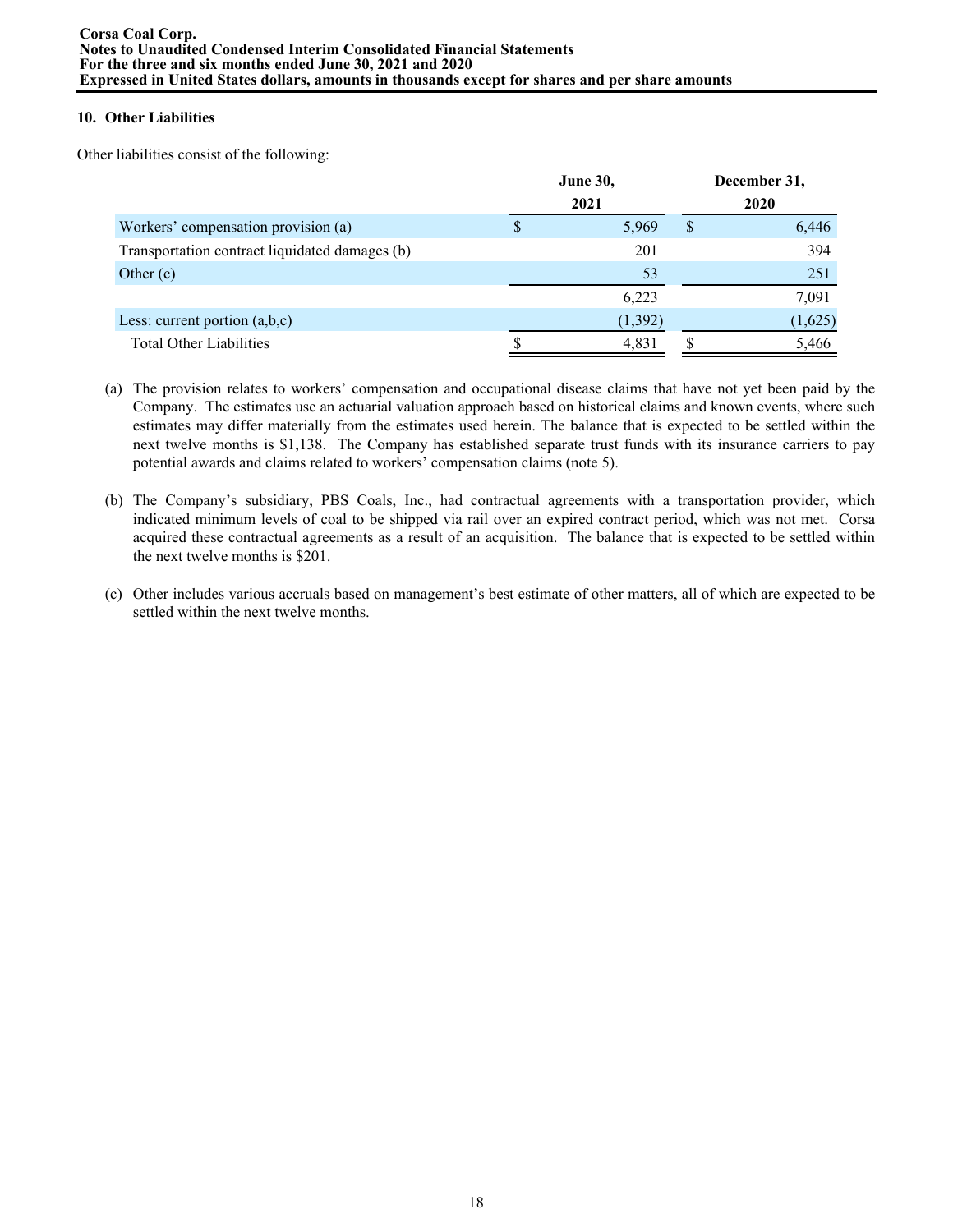## 10. Other Liabilities

Other liabilities consist of the following:

| | June 30, 2021 | December 31, 2020 |
|---|---|---|
| Workers' compensation provision (a) | $ 5,969 | $ 6,446 |
| Transportation contract liquidated damages (b) | 201 | 394 |
| Other (c) | 53 | 251 |
| | 6,223 | 7,091 |
| Less: current portion (a,b,c) | (1,392) | (1,625) |
| Total Other Liabilities | $ 4,831 | $ 5,466 |

(a) The provision relates to workers' compensation and occupational disease claims that have not yet been paid by the Company. The estimates use an actuarial valuation approach based on historical claims and known events, where such estimates may differ materially from the estimates used herein. The balance that is expected to be settled within the next twelve months is $1,138. The Company has established separate trust funds with its insurance carriers to pay potential awards and claims related to workers' compensation claims (note 5).

(b) The Company's subsidiary, PBS Coals, Inc., had contractual agreements with a transportation provider, which indicated minimum levels of coal to be shipped via rail over an expired contract period, which was not met. Corsa acquired these contractual agreements as a result of an acquisition. The balance that is expected to be settled within the next twelve months is $201.

(c) Other includes various accruals based on management's best estimate of other matters, all of which are expected to be settled within the next twelve months.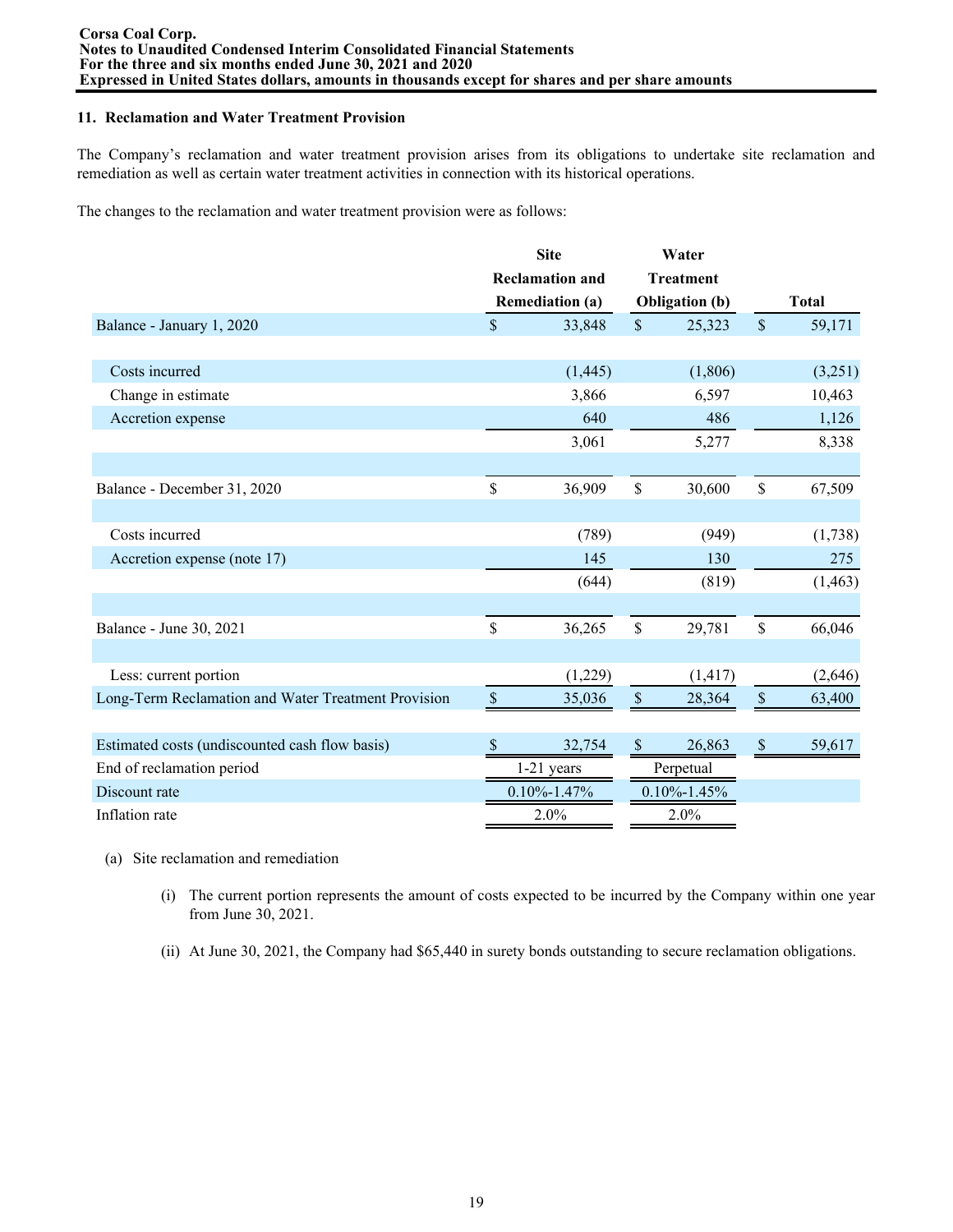## 11. Reclamation and Water Treatment Provision

The Company's reclamation and water treatment provision arises from its obligations to undertake site reclamation and remediation as well as certain water treatment activities in connection with its historical operations.

The changes to the reclamation and water treatment provision were as follows:

| | Site Reclamation and Remediation (a) | Water Treatment Obligation (b) | Total |
|---|---|---|---|
| Balance - January 1, 2020 | $ 33,848 | $ 25,323 | $ 59,171 |
| | | | |
| Costs incurred | (1,445) | (1,806) | (3,251) |
| Change in estimate | 3,866 | 6,597 | 10,463 |
| Accretion expense | 640 | 486 | 1,126 |
| | 3,061 | 5,277 | 8,338 |
| | | | |
| Balance - December 31, 2020 | $ 36,909 | $ 30,600 | $ 67,509 |
| | | | |
| Costs incurred | (789) | (949) | (1,738) |
| Accretion expense (note 17) | 145 | 130 | 275 |
| | (644) | (819) | (1,463) |
| | | | |
| Balance - June 30, 2021 | $ 36,265 | $ 29,781 | $ 66,046 |
| | | | |
| Less: current portion | (1,229) | (1,417) | (2,646) |
| Long-Term Reclamation and Water Treatment Provision | $ 35,036 | $ 28,364 | $ 63,400 |
| | | | |
| Estimated costs (undiscounted cash flow basis) | $ 32,754 | $ 26,863 | $ 59,617 |
| End of reclamation period | 1-21 years | Perpetual | |
| Discount rate | 0.10%-1.47% | 0.10%-1.45% | |
| Inflation rate | 2.0% | 2.0% | |

(a) Site reclamation and remediation

(i) The current portion represents the amount of costs expected to be incurred by the Company within one year from June 30, 2021.

(ii) At June 30, 2021, the Company had $65,440 in surety bonds outstanding to secure reclamation obligations.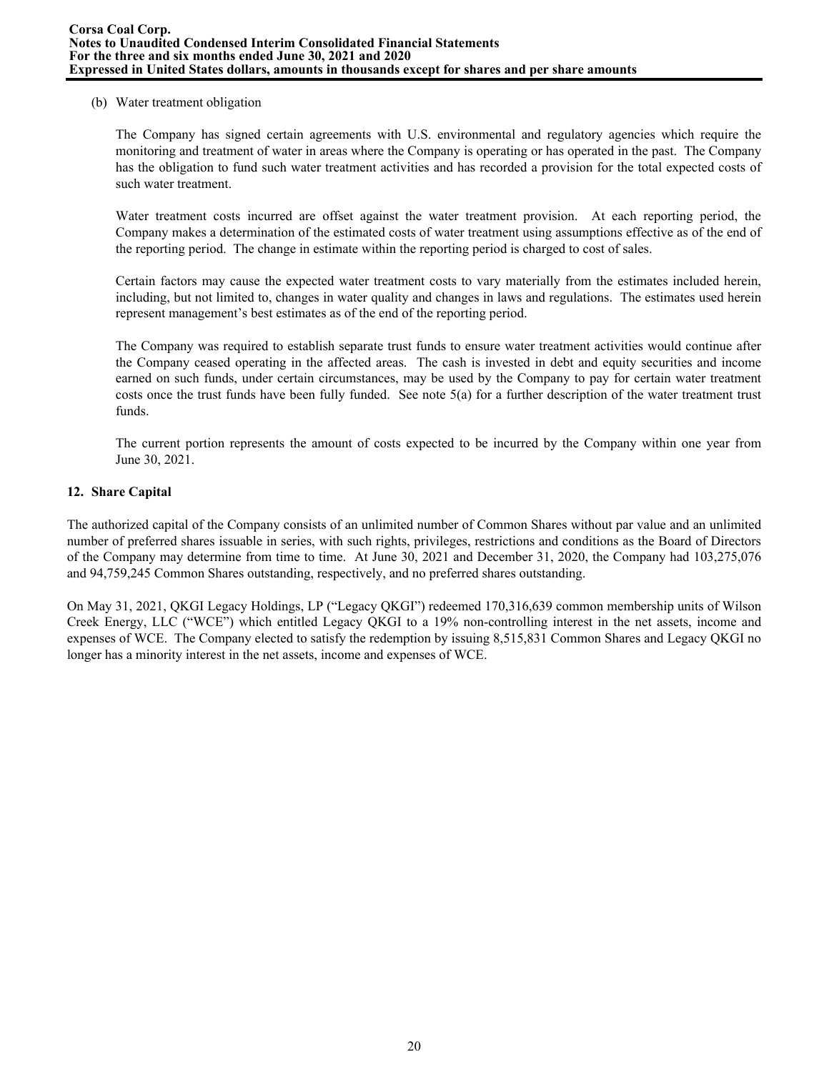(b) Water treatment obligation

The Company has signed certain agreements with U.S. environmental and regulatory agencies which require the monitoring and treatment of water in areas where the Company is operating or has operated in the past. The Company has the obligation to fund such water treatment activities and has recorded a provision for the total expected costs of such water treatment.

Water treatment costs incurred are offset against the water treatment provision. At each reporting period, the Company makes a determination of the estimated costs of water treatment using assumptions effective as of the end of the reporting period. The change in estimate within the reporting period is charged to cost of sales.

Certain factors may cause the expected water treatment costs to vary materially from the estimates included herein, including, but not limited to, changes in water quality and changes in laws and regulations. The estimates used herein represent management's best estimates as of the end of the reporting period.

The Company was required to establish separate trust funds to ensure water treatment activities would continue after the Company ceased operating in the affected areas. The cash is invested in debt and equity securities and income earned on such funds, under certain circumstances, may be used by the Company to pay for certain water treatment costs once the trust funds have been fully funded. See note 5(a) for a further description of the water treatment trust funds.

The current portion represents the amount of costs expected to be incurred by the Company within one year from June 30, 2021.

## 12. Share Capital

The authorized capital of the Company consists of an unlimited number of Common Shares without par value and an unlimited number of preferred shares issuable in series, with such rights, privileges, restrictions and conditions as the Board of Directors of the Company may determine from time to time. At June 30, 2021 and December 31, 2020, the Company had 103,275,076 and 94,759,245 Common Shares outstanding, respectively, and no preferred shares outstanding.

On May 31, 2021, QKGI Legacy Holdings, LP ("Legacy QKGI") redeemed 170,316,639 common membership units of Wilson Creek Energy, LLC ("WCE") which entitled Legacy QKGI to a 19% non-controlling interest in the net assets, income and expenses of WCE. The Company elected to satisfy the redemption by issuing 8,515,831 Common Shares and Legacy QKGI no longer has a minority interest in the net assets, income and expenses of WCE.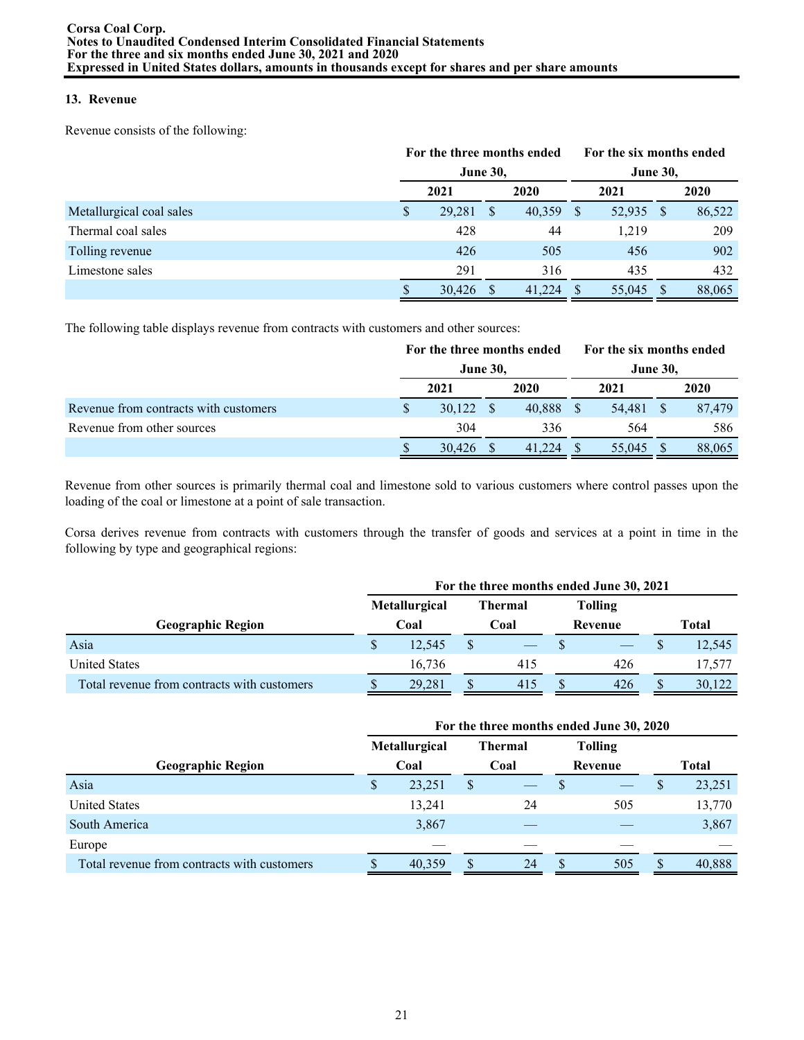## 13. Revenue

Revenue consists of the following:

| | For the three months ended June 30, | | For the six months ended June 30, | |
|---|---|---|---|---|
| | 2021 | 2020 | 2021 | 2020 |
| Metallurgical coal sales | $ 29,281 | $ 40,359 | $ 52,935 | $ 86,522 |
| Thermal coal sales | 428 | 44 | 1,219 | 209 |
| Tolling revenue | 426 | 505 | 456 | 902 |
| Limestone sales | 291 | 316 | 435 | 432 |
| | $ 30,426 | $ 41,224 | $ 55,045 | $ 88,065 |

The following table displays revenue from contracts with customers and other sources:

| | For the three months ended June 30, | | For the six months ended June 30, | |
|---|---|---|---|---|
| | 2021 | 2020 | 2021 | 2020 |
| Revenue from contracts with customers | $ 30,122 | $ 40,888 | $ 54,481 | $ 87,479 |
| Revenue from other sources | 304 | 336 | 564 | 586 |
| | $ 30,426 | $ 41,224 | $ 55,045 | $ 88,065 |

Revenue from other sources is primarily thermal coal and limestone sold to various customers where control passes upon the loading of the coal or limestone at a point of sale transaction.

Corsa derives revenue from contracts with customers through the transfer of goods and services at a point in time in the following by type and geographical regions:

| | For the three months ended June 30, 2021 | | | |
|---|---|---|---|---|
| Geographic Region | Metallurgical Coal | Thermal Coal | Tolling Revenue | Total |
| Asia | $ 12,545 | $ — | $ — | $ 12,545 |
| United States | 16,736 | 415 | 426 | 17,577 |
| Total revenue from contracts with customers | $ 29,281 | $ 415 | $ 426 | $ 30,122 |

| | For the three months ended June 30, 2020 | | | |
|---|---|---|---|---|
| Geographic Region | Metallurgical Coal | Thermal Coal | Tolling Revenue | Total |
| Asia | $ 23,251 | $ — | $ — | $ 23,251 |
| United States | 13,241 | 24 | 505 | 13,770 |
| South America | 3,867 | — | — | 3,867 |
| Europe | — | — | — | — |
| Total revenue from contracts with customers | $ 40,359 | $ 24 | $ 505 | $ 40,888 |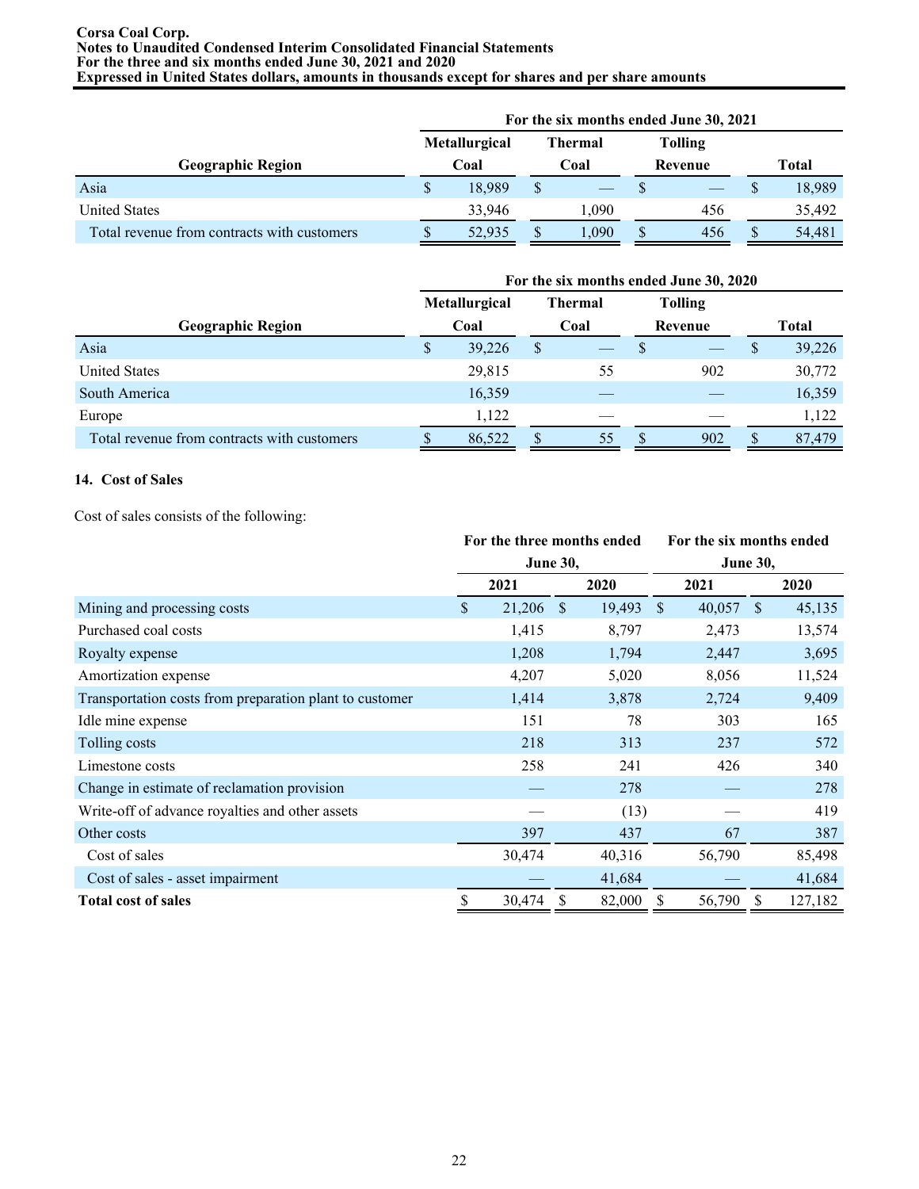| Geographic Region | For the six months ended June 30, 2021 | | | |
|---|---|---|---|---|
| | Metallurgical Coal | Thermal Coal | Tolling Revenue | Total |
| Asia | $ 18,989 | $ — | $ — | $ 18,989 |
| United States | 33,946 | 1,090 | 456 | 35,492 |
| Total revenue from contracts with customers | $ 52,935 | $ 1,090 | $ 456 | $ 54,481 |

| Geographic Region | For the six months ended June 30, 2020 | | | |
|---|---|---|---|---|
| | Metallurgical Coal | Thermal Coal | Tolling Revenue | Total |
| Asia | $ 39,226 | $ — | $ — | $ 39,226 |
| United States | 29,815 | 55 | 902 | 30,772 |
| South America | 16,359 | — | — | 16,359 |
| Europe | 1,122 | — | — | 1,122 |
| Total revenue from contracts with customers | $ 86,522 | $ 55 | $ 902 | $ 87,479 |

## 14. Cost of Sales

Cost of sales consists of the following:

| | For the three months ended June 30, | | For the six months ended June 30, | |
|---|---|---|---|---|
| | 2021 | 2020 | 2021 | 2020 |
| Mining and processing costs | $ 21,206 | $ 19,493 | $ 40,057 | $ 45,135 |
| Purchased coal costs | 1,415 | 8,797 | 2,473 | 13,574 |
| Royalty expense | 1,208 | 1,794 | 2,447 | 3,695 |
| Amortization expense | 4,207 | 5,020 | 8,056 | 11,524 |
| Transportation costs from preparation plant to customer | 1,414 | 3,878 | 2,724 | 9,409 |
| Idle mine expense | 151 | 78 | 303 | 165 |
| Tolling costs | 218 | 313 | 237 | 572 |
| Limestone costs | 258 | 241 | 426 | 340 |
| Change in estimate of reclamation provision | — | 278 | — | 278 |
| Write-off of advance royalties and other assets | — | (13) | — | 419 |
| Other costs | 397 | 437 | 67 | 387 |
| Cost of sales | 30,474 | 40,316 | 56,790 | 85,498 |
| Cost of sales - asset impairment | — | 41,684 | — | 41,684 |
| **Total cost of sales** | $ 30,474 | $ 82,000 | $ 56,790 | $ 127,182 |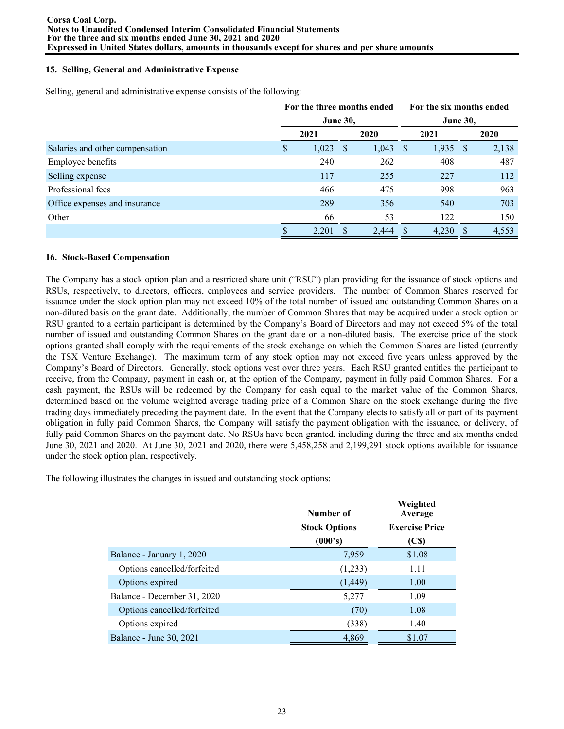## 15. Selling, General and Administrative Expense

Selling, general and administrative expense consists of the following:

| | For the three months ended June 30, | | For the six months ended June 30, | |
|---|---|---|---|---|
| | 2021 | 2020 | 2021 | 2020 |
| Salaries and other compensation | $ 1,023 | $ 1,043 | $ 1,935 | $ 2,138 |
| Employee benefits | 240 | 262 | 408 | 487 |
| Selling expense | 117 | 255 | 227 | 112 |
| Professional fees | 466 | 475 | 998 | 963 |
| Office expenses and insurance | 289 | 356 | 540 | 703 |
| Other | 66 | 53 | 122 | 150 |
| | $ 2,201 | $ 2,444 | $ 4,230 | $ 4,553 |

## 16. Stock-Based Compensation

The Company has a stock option plan and a restricted share unit ("RSU") plan providing for the issuance of stock options and RSUs, respectively, to directors, officers, employees and service providers. The number of Common Shares reserved for issuance under the stock option plan may not exceed 10% of the total number of issued and outstanding Common Shares on a non-diluted basis on the grant date. Additionally, the number of Common Shares that may be acquired under a stock option or RSU granted to a certain participant is determined by the Company's Board of Directors and may not exceed 5% of the total number of issued and outstanding Common Shares on the grant date on a non-diluted basis. The exercise price of the stock options granted shall comply with the requirements of the stock exchange on which the Common Shares are listed (currently the TSX Venture Exchange). The maximum term of any stock option may not exceed five years unless approved by the Company's Board of Directors. Generally, stock options vest over three years. Each RSU granted entitles the participant to receive, from the Company, payment in cash or, at the option of the Company, payment in fully paid Common Shares. For a cash payment, the RSUs will be redeemed by the Company for cash equal to the market value of the Common Shares, determined based on the volume weighted average trading price of a Common Share on the stock exchange during the five trading days immediately preceding the payment date. In the event that the Company elects to satisfy all or part of its payment obligation in fully paid Common Shares, the Company will satisfy the payment obligation with the issuance, or delivery, of fully paid Common Shares on the payment date. No RSUs have been granted, including during the three and six months ended June 30, 2021 and 2020. At June 30, 2021 and 2020, there were 5,458,258 and 2,199,291 stock options available for issuance under the stock option plan, respectively.

The following illustrates the changes in issued and outstanding stock options:

| | Number of Stock Options (000's) | Weighted Average Exercise Price (C$) |
|---|---|---|
| Balance - January 1, 2020 | 7,959 | $1.08 |
| Options cancelled/forfeited | (1,233) | 1.11 |
| Options expired | (1,449) | 1.00 |
| Balance - December 31, 2020 | 5,277 | 1.09 |
| Options cancelled/forfeited | (70) | 1.08 |
| Options expired | (338) | 1.40 |
| Balance - June 30, 2021 | 4,869 | $1.07 |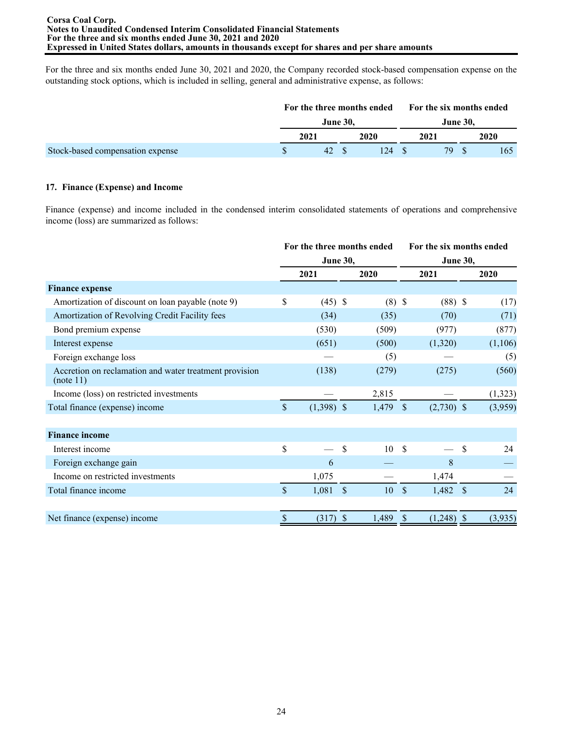For the three and six months ended June 30, 2021 and 2020, the Company recorded stock-based compensation expense on the outstanding stock options, which is included in selling, general and administrative expense, as follows:

| | For the three months ended June 30, | | For the six months ended June 30, | |
|---|---|---|---|---|
| | 2021 | 2020 | 2021 | 2020 |
| Stock-based compensation expense | $ 42 | $ 124 | $ 79 | $ 165 |

## 17. Finance (Expense) and Income

Finance (expense) and income included in the condensed interim consolidated statements of operations and comprehensive income (loss) are summarized as follows:

| | For the three months ended June 30, | | For the six months ended June 30, | |
|---|---|---|---|---|
| | 2021 | 2020 | 2021 | 2020 |
| **Finance expense** | | | | |
| Amortization of discount on loan payable (note 9) | $ (45) | $ (8) | $ (88) | $ (17) |
| Amortization of Revolving Credit Facility fees | (34) | (35) | (70) | (71) |
| Bond premium expense | (530) | (509) | (977) | (877) |
| Interest expense | (651) | (500) | (1,320) | (1,106) |
| Foreign exchange loss | — | (5) | — | (5) |
| Accretion on reclamation and water treatment provision (note 11) | (138) | (279) | (275) | (560) |
| Income (loss) on restricted investments | — | 2,815 | — | (1,323) |
| Total finance (expense) income | $ (1,398) | $ 1,479 | $ (2,730) | $ (3,959) |
| | | | | |
| **Finance income** | | | | |
| Interest income | $ — | $ 10 | $ — | $ 24 |
| Foreign exchange gain | 6 | — | 8 | — |
| Income on restricted investments | 1,075 | — | 1,474 | — |
| Total finance income | $ 1,081 | $ 10 | $ 1,482 | $ 24 |
| | | | | |
| Net finance (expense) income | $ (317) | $ 1,489 | $ (1,248) | $ (3,935) |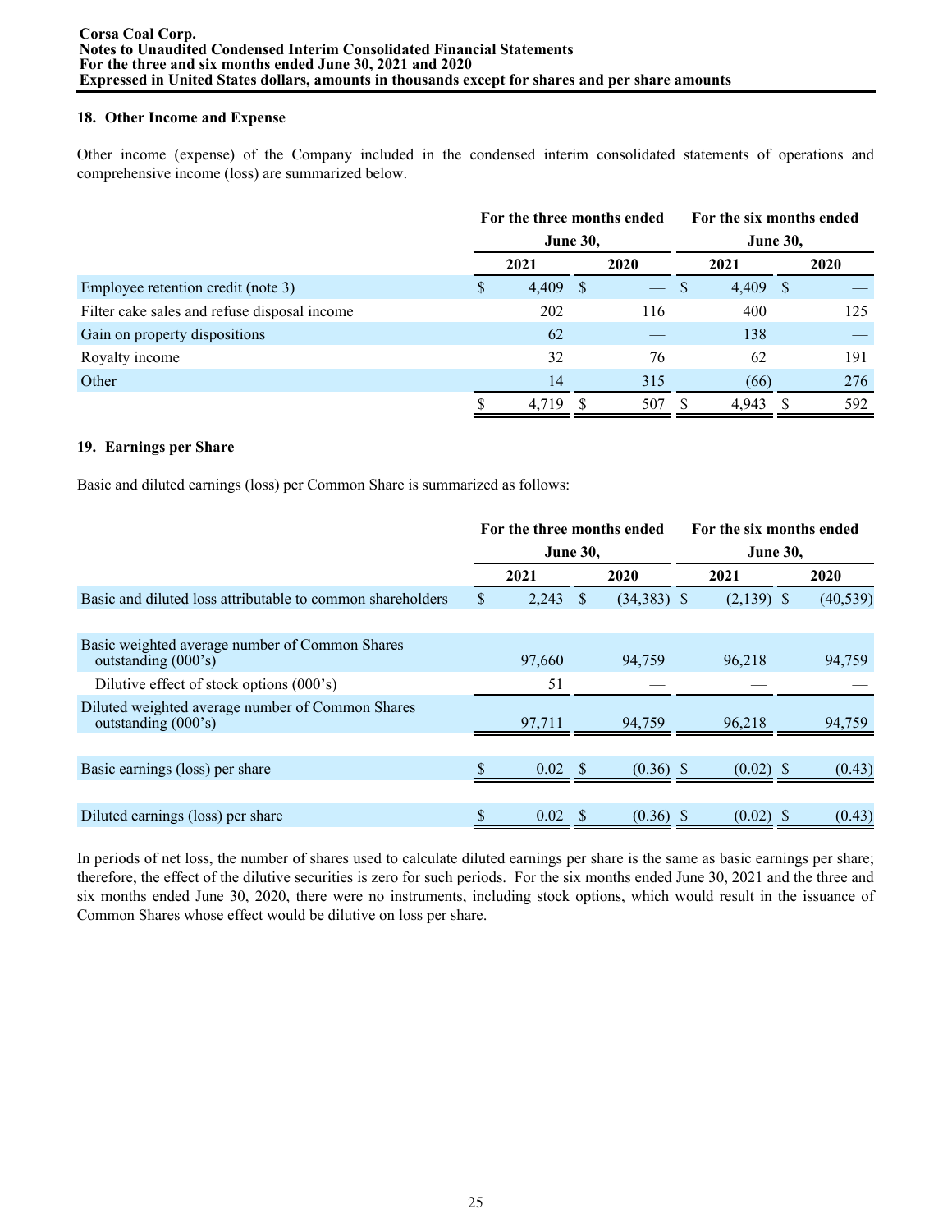## 18. Other Income and Expense

Other income (expense) of the Company included in the condensed interim consolidated statements of operations and comprehensive income (loss) are summarized below.

| | For the three months ended June 30, | | For the six months ended June 30, | |
|---|---|---|---|---|
| | 2021 | 2020 | 2021 | 2020 |
| Employee retention credit (note 3) | $ 4,409 | $ — | $ 4,409 | $ — |
| Filter cake sales and refuse disposal income | 202 | 116 | 400 | 125 |
| Gain on property dispositions | 62 | — | 138 | — |
| Royalty income | 32 | 76 | 62 | 191 |
| Other | 14 | 315 | (66) | 276 |
| | $ 4,719 | $ 507 | $ 4,943 | $ 592 |

## 19. Earnings per Share

Basic and diluted earnings (loss) per Common Share is summarized as follows:

| | For the three months ended June 30, | | For the six months ended June 30, | |
|---|---|---|---|---|
| | 2021 | 2020 | 2021 | 2020 |
| Basic and diluted loss attributable to common shareholders | $ 2,243 | $ (34,383) | $ (2,139) | $ (40,539) |
| Basic weighted average number of Common Shares outstanding (000's) | 97,660 | 94,759 | 96,218 | 94,759 |
| Dilutive effect of stock options (000's) | 51 | — | — | — |
| Diluted weighted average number of Common Shares outstanding (000's) | 97,711 | 94,759 | 96,218 | 94,759 |
| Basic earnings (loss) per share | $ 0.02 | $ (0.36) | $ (0.02) | $ (0.43) |
| Diluted earnings (loss) per share | $ 0.02 | $ (0.36) | $ (0.02) | $ (0.43) |

In periods of net loss, the number of shares used to calculate diluted earnings per share is the same as basic earnings per share; therefore, the effect of the dilutive securities is zero for such periods. For the six months ended June 30, 2021 and the three and six months ended June 30, 2020, there were no instruments, including stock options, which would result in the issuance of Common Shares whose effect would be dilutive on loss per share.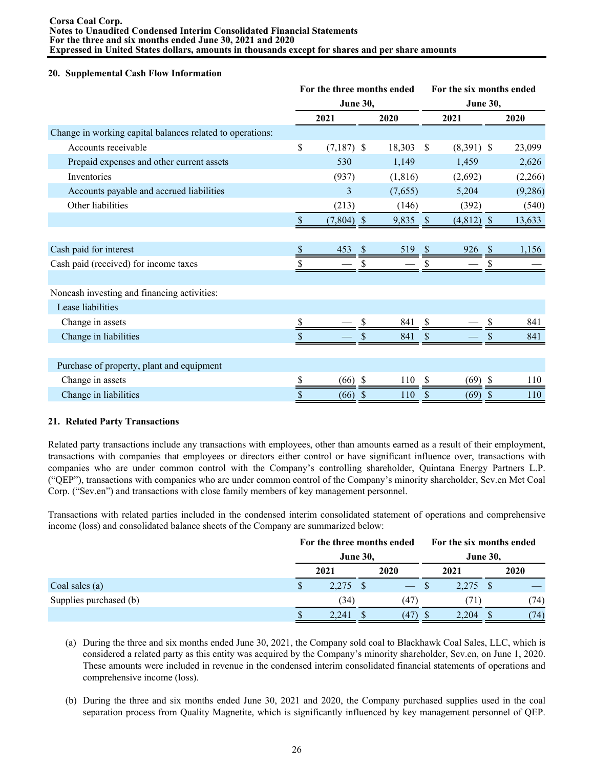## 20. Supplemental Cash Flow Information

| | For the three months ended June 30, | | For the six months ended June 30, | |
|---|---|---|---|---|
| | 2021 | 2020 | 2021 | 2020 |
| Change in working capital balances related to operations: | | | | |
| Accounts receivable | $ (7,187) | $ 18,303 | $ (8,391) | $ 23,099 |
| Prepaid expenses and other current assets | 530 | 1,149 | 1,459 | 2,626 |
| Inventories | (937) | (1,816) | (2,692) | (2,266) |
| Accounts payable and accrued liabilities | 3 | (7,655) | 5,204 | (9,286) |
| Other liabilities | (213) | (146) | (392) | (540) |
| | $ (7,804) | $ 9,835 | $ (4,812) | $ 13,633 |
| | | | | |
| Cash paid for interest | $ 453 | $ 519 | $ 926 | $ 1,156 |
| Cash paid (received) for income taxes | $ — | $ — | $ — | $ — |
| | | | | |
| Noncash investing and financing activities: | | | | |
| Lease liabilities | | | | |
| Change in assets | $ — | $ 841 | $ — | $ 841 |
| Change in liabilities | $ — | $ 841 | $ — | $ 841 |
| | | | | |
| Purchase of property, plant and equipment | | | | |
| Change in assets | $ (66) | $ 110 | $ (69) | $ 110 |
| Change in liabilities | $ (66) | $ 110 | $ (69) | $ 110 |

## 21. Related Party Transactions

Related party transactions include any transactions with employees, other than amounts earned as a result of their employment, transactions with companies that employees or directors either control or have significant influence over, transactions with companies who are under common control with the Company's controlling shareholder, Quintana Energy Partners L.P. ("QEP"), transactions with companies who are under common control of the Company's minority shareholder, Sev.en Met Coal Corp. ("Sev.en") and transactions with close family members of key management personnel.

Transactions with related parties included in the condensed interim consolidated statement of operations and comprehensive income (loss) and consolidated balance sheets of the Company are summarized below:

| | For the three months ended June 30, | | For the six months ended June 30, | |
|---|---|---|---|---|
| | 2021 | 2020 | 2021 | 2020 |
| Coal sales (a) | $ 2,275 | $ — | $ 2,275 | $ — |
| Supplies purchased (b) | (34) | (47) | (71) | (74) |
| | $ 2,241 | $ (47) | $ 2,204 | $ (74) |

(a) During the three and six months ended June 30, 2021, the Company sold coal to Blackhawk Coal Sales, LLC, which is considered a related party as this entity was acquired by the Company's minority shareholder, Sev.en, on June 1, 2020. These amounts were included in revenue in the condensed interim consolidated financial statements of operations and comprehensive income (loss).

(b) During the three and six months ended June 30, 2021 and 2020, the Company purchased supplies used in the coal separation process from Quality Magnetite, which is significantly influenced by key management personnel of QEP.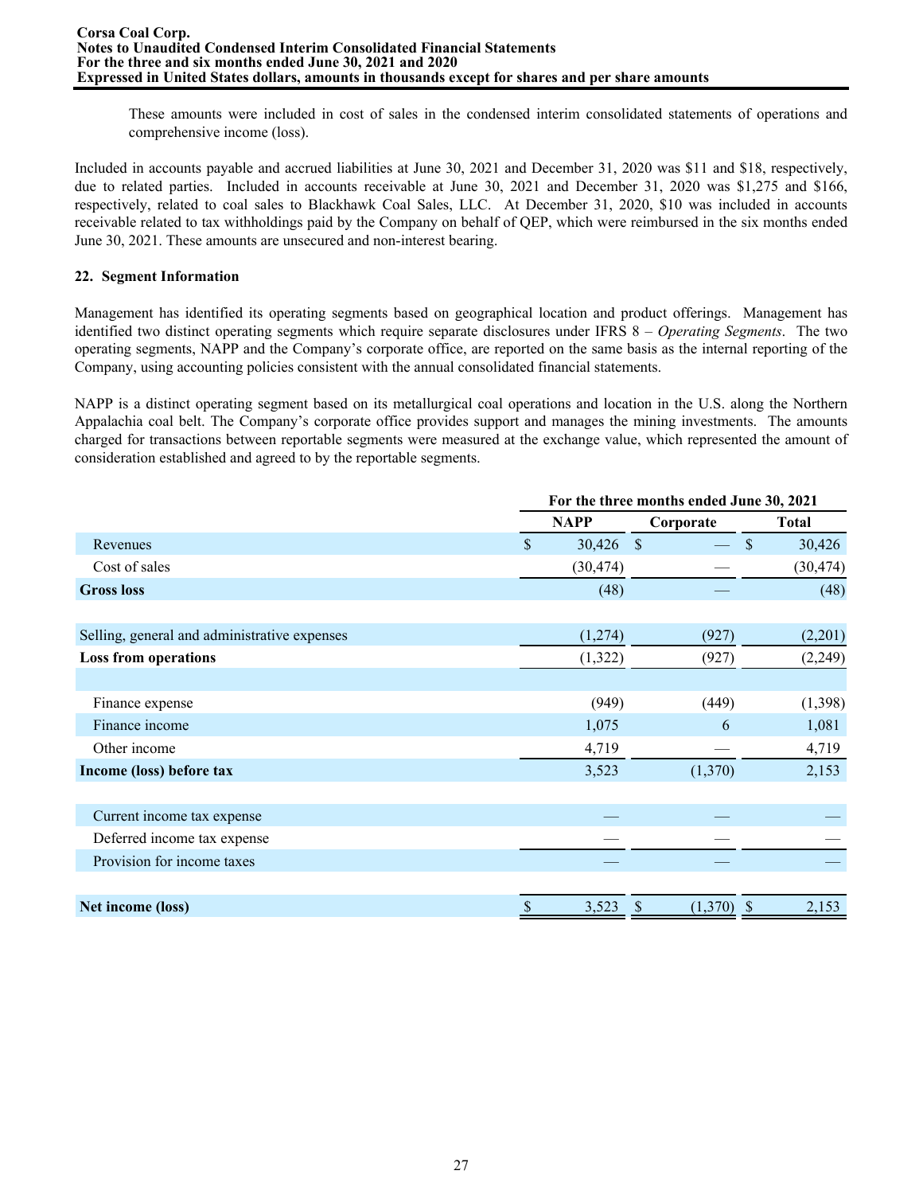These amounts were included in cost of sales in the condensed interim consolidated statements of operations and comprehensive income (loss).

Included in accounts payable and accrued liabilities at June 30, 2021 and December 31, 2020 was $11 and $18, respectively, due to related parties. Included in accounts receivable at June 30, 2021 and December 31, 2020 was $1,275 and $166, respectively, related to coal sales to Blackhawk Coal Sales, LLC. At December 31, 2020, $10 was included in accounts receivable related to tax withholdings paid by the Company on behalf of QEP, which were reimbursed in the six months ended June 30, 2021. These amounts are unsecured and non-interest bearing.

**22. Segment Information**

Management has identified its operating segments based on geographical location and product offerings. Management has identified two distinct operating segments which require separate disclosures under IFRS 8 – *Operating Segments*. The two operating segments, NAPP and the Company's corporate office, are reported on the same basis as the internal reporting of the Company, using accounting policies consistent with the annual consolidated financial statements.

NAPP is a distinct operating segment based on its metallurgical coal operations and location in the U.S. along the Northern Appalachia coal belt. The Company's corporate office provides support and manages the mining investments. The amounts charged for transactions between reportable segments were measured at the exchange value, which represented the amount of consideration established and agreed to by the reportable segments.

| | For the three months ended June 30, 2021 | | |
|---|---|---|---|
| | **NAPP** | **Corporate** | **Total** |
| Revenues | $ 30,426 | $ — | $ 30,426 |
| Cost of sales | (30,474) | — | (30,474) |
| **Gross loss** | (48) | — | (48) |
| | | | |
| Selling, general and administrative expenses | (1,274) | (927) | (2,201) |
| **Loss from operations** | (1,322) | (927) | (2,249) |
| | | | |
| Finance expense | (949) | (449) | (1,398) |
| Finance income | 1,075 | 6 | 1,081 |
| Other income | 4,719 | — | 4,719 |
| **Income (loss) before tax** | 3,523 | (1,370) | 2,153 |
| | | | |
| Current income tax expense | — | — | — |
| Deferred income tax expense | — | — | — |
| Provision for income taxes | — | — | — |
| | | | |
| **Net income (loss)** | $ 3,523 | $ (1,370) | $ 2,153 |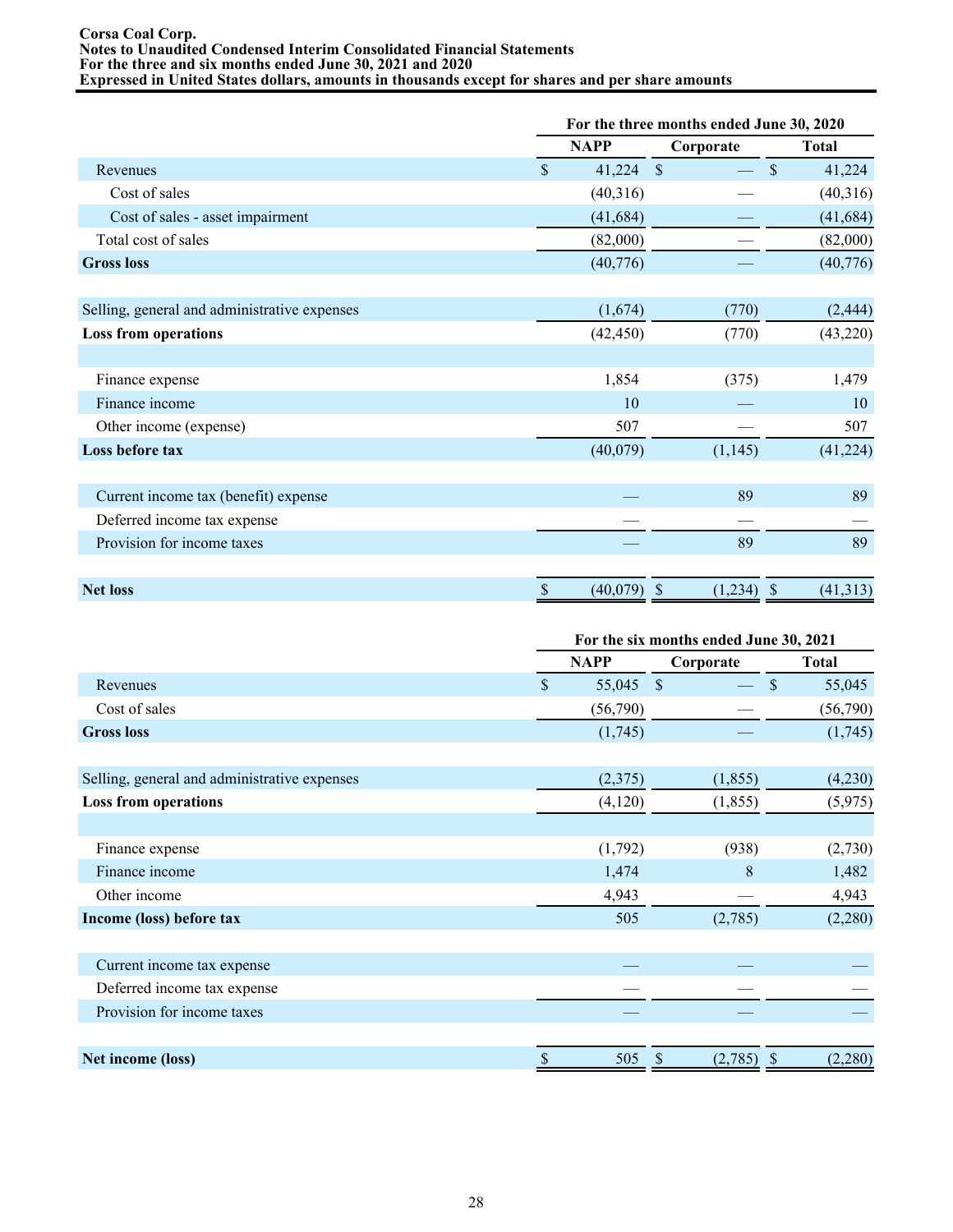| | For the three months ended June 30, 2020 | | |
|---|---|---|---|
| | NAPP | Corporate | Total |
| Revenues | $ 41,224 | $ — | $ 41,224 |
| Cost of sales | (40,316) | — | (40,316) |
| Cost of sales - asset impairment | (41,684) | — | (41,684) |
| Total cost of sales | (82,000) | — | (82,000) |
| **Gross loss** | (40,776) | — | (40,776) |
| | | | |
| Selling, general and administrative expenses | (1,674) | (770) | (2,444) |
| **Loss from operations** | (42,450) | (770) | (43,220) |
| | | | |
| Finance expense | 1,854 | (375) | 1,479 |
| Finance income | 10 | — | 10 |
| Other income (expense) | 507 | — | 507 |
| **Loss before tax** | (40,079) | (1,145) | (41,224) |
| | | | |
| Current income tax (benefit) expense | — | 89 | 89 |
| Deferred income tax expense | — | — | — |
| Provision for income taxes | — | 89 | 89 |
| | | | |
| **Net loss** | $ (40,079) | $ (1,234) | $ (41,313) |

| | For the six months ended June 30, 2021 | | |
|---|---|---|---|
| | NAPP | Corporate | Total |
| Revenues | $ 55,045 | $ — | $ 55,045 |
| Cost of sales | (56,790) | — | (56,790) |
| **Gross loss** | (1,745) | — | (1,745) |
| | | | |
| Selling, general and administrative expenses | (2,375) | (1,855) | (4,230) |
| **Loss from operations** | (4,120) | (1,855) | (5,975) |
| | | | |
| Finance expense | (1,792) | (938) | (2,730) |
| Finance income | 1,474 | 8 | 1,482 |
| Other income | 4,943 | — | 4,943 |
| **Income (loss) before tax** | 505 | (2,785) | (2,280) |
| | | | |
| Current income tax expense | — | — | — |
| Deferred income tax expense | — | — | — |
| Provision for income taxes | — | — | — |
| | | | |
| **Net income (loss)** | $ 505 | $ (2,785) | $ (2,280) |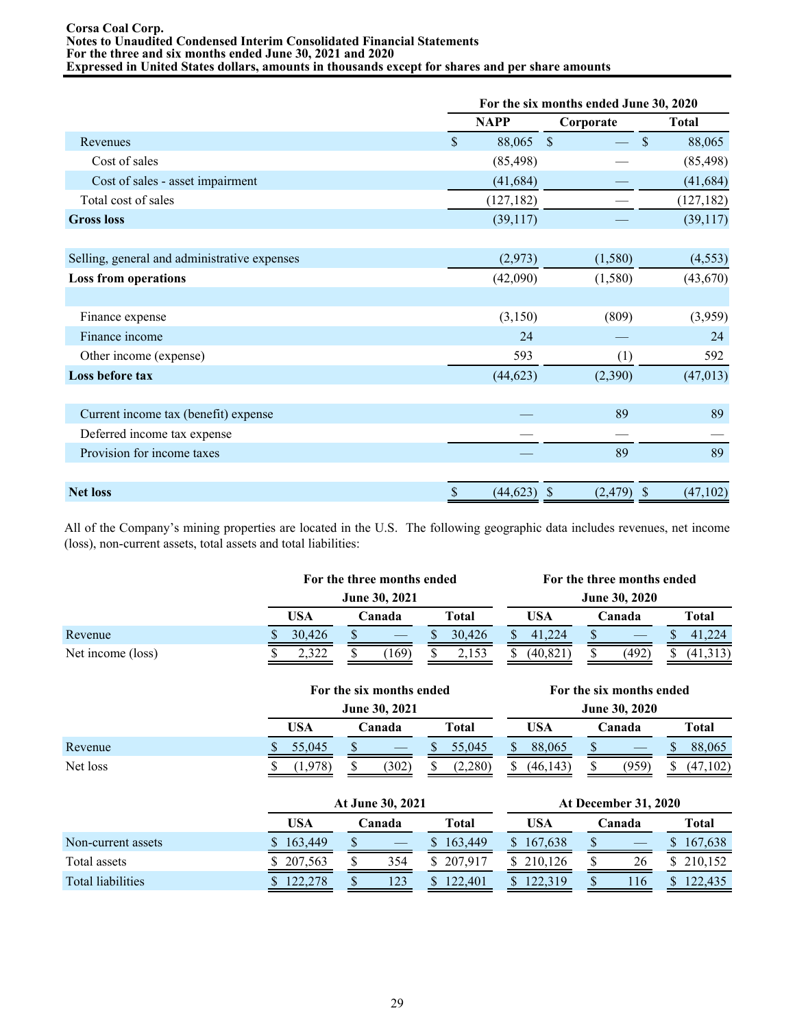| | For the six months ended June 30, 2020 | | |
|---|---|---|---|
| | NAPP | Corporate | Total |
| Revenues | $ 88,065 | $ — | $ 88,065 |
| Cost of sales | (85,498) | — | (85,498) |
| Cost of sales - asset impairment | (41,684) | — | (41,684) |
| Total cost of sales | (127,182) | — | (127,182) |
| **Gross loss** | (39,117) | — | (39,117) |
| | | | |
| Selling, general and administrative expenses | (2,973) | (1,580) | (4,553) |
| **Loss from operations** | (42,090) | (1,580) | (43,670) |
| | | | |
| Finance expense | (3,150) | (809) | (3,959) |
| Finance income | 24 | — | 24 |
| Other income (expense) | 593 | (1) | 592 |
| **Loss before tax** | (44,623) | (2,390) | (47,013) |
| | | | |
| Current income tax (benefit) expense | — | 89 | 89 |
| Deferred income tax expense | — | — | — |
| Provision for income taxes | — | 89 | 89 |
| | | | |
| **Net loss** | $ (44,623) | $ (2,479) | $ (47,102) |

All of the Company's mining properties are located in the U.S. The following geographic data includes revenues, net income (loss), non-current assets, total assets and total liabilities:

| | For the three months ended June 30, 2021 | | | For the three months ended June 30, 2020 | | |
|---|---|---|---|---|---|---|
| | USA | Canada | Total | USA | Canada | Total |
| Revenue | $ 30,426 | $ — | $ 30,426 | $ 41,224 | $ — | $ 41,224 |
| Net income (loss) | $ 2,322 | $ (169) | $ 2,153 | $ (40,821) | $ (492) | $ (41,313) |

| | For the six months ended June 30, 2021 | | | For the six months ended June 30, 2020 | | |
|---|---|---|---|---|---|---|
| | USA | Canada | Total | USA | Canada | Total |
| Revenue | $ 55,045 | $ — | $ 55,045 | $ 88,065 | $ — | $ 88,065 |
| Net loss | $ (1,978) | $ (302) | $ (2,280) | $ (46,143) | $ (959) | $ (47,102) |

| | At June 30, 2021 | | | At December 31, 2020 | | |
|---|---|---|---|---|---|---|
| | USA | Canada | Total | USA | Canada | Total |
| Non-current assets | $ 163,449 | $ — | $ 163,449 | $ 167,638 | $ — | $ 167,638 |
| Total assets | $ 207,563 | $ 354 | $ 207,917 | $ 210,126 | $ 26 | $ 210,152 |
| Total liabilities | $ 122,278 | $ 123 | $ 122,401 | $ 122,319 | $ 116 | $ 122,435 |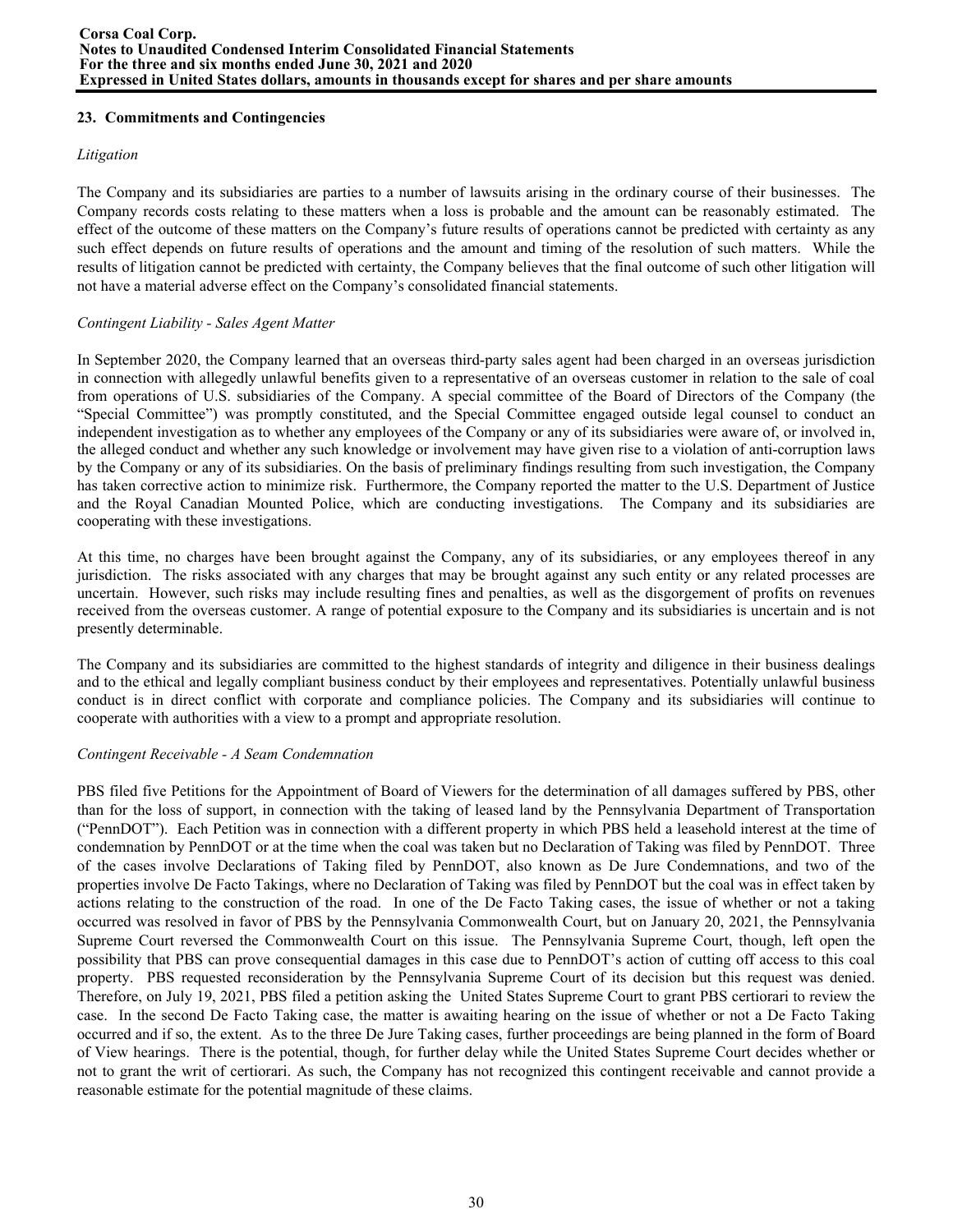## 23. Commitments and Contingencies

*Litigation*

The Company and its subsidiaries are parties to a number of lawsuits arising in the ordinary course of their businesses. The Company records costs relating to these matters when a loss is probable and the amount can be reasonably estimated. The effect of the outcome of these matters on the Company's future results of operations cannot be predicted with certainty as any such effect depends on future results of operations and the amount and timing of the resolution of such matters. While the results of litigation cannot be predicted with certainty, the Company believes that the final outcome of such other litigation will not have a material adverse effect on the Company's consolidated financial statements.

*Contingent Liability - Sales Agent Matter*

In September 2020, the Company learned that an overseas third-party sales agent had been charged in an overseas jurisdiction in connection with allegedly unlawful benefits given to a representative of an overseas customer in relation to the sale of coal from operations of U.S. subsidiaries of the Company. A special committee of the Board of Directors of the Company (the "Special Committee") was promptly constituted, and the Special Committee engaged outside legal counsel to conduct an independent investigation as to whether any employees of the Company or any of its subsidiaries were aware of, or involved in, the alleged conduct and whether any such knowledge or involvement may have given rise to a violation of anti-corruption laws by the Company or any of its subsidiaries. On the basis of preliminary findings resulting from such investigation, the Company has taken corrective action to minimize risk. Furthermore, the Company reported the matter to the U.S. Department of Justice and the Royal Canadian Mounted Police, which are conducting investigations. The Company and its subsidiaries are cooperating with these investigations.

At this time, no charges have been brought against the Company, any of its subsidiaries, or any employees thereof in any jurisdiction. The risks associated with any charges that may be brought against any such entity or any related processes are uncertain. However, such risks may include resulting fines and penalties, as well as the disgorgement of profits on revenues received from the overseas customer. A range of potential exposure to the Company and its subsidiaries is uncertain and is not presently determinable.

The Company and its subsidiaries are committed to the highest standards of integrity and diligence in their business dealings and to the ethical and legally compliant business conduct by their employees and representatives. Potentially unlawful business conduct is in direct conflict with corporate and compliance policies. The Company and its subsidiaries will continue to cooperate with authorities with a view to a prompt and appropriate resolution.

*Contingent Receivable - A Seam Condemnation*

PBS filed five Petitions for the Appointment of Board of Viewers for the determination of all damages suffered by PBS, other than for the loss of support, in connection with the taking of leased land by the Pennsylvania Department of Transportation ("PennDOT"). Each Petition was in connection with a different property in which PBS held a leasehold interest at the time of condemnation by PennDOT or at the time when the coal was taken but no Declaration of Taking was filed by PennDOT. Three of the cases involve Declarations of Taking filed by PennDOT, also known as De Jure Condemnations, and two of the properties involve De Facto Takings, where no Declaration of Taking was filed by PennDOT but the coal was in effect taken by actions relating to the construction of the road. In one of the De Facto Taking cases, the issue of whether or not a taking occurred was resolved in favor of PBS by the Pennsylvania Commonwealth Court, but on January 20, 2021, the Pennsylvania Supreme Court reversed the Commonwealth Court on this issue. The Pennsylvania Supreme Court, though, left open the possibility that PBS can prove consequential damages in this case due to PennDOT's action of cutting off access to this coal property. PBS requested reconsideration by the Pennsylvania Supreme Court of its decision but this request was denied. Therefore, on July 19, 2021, PBS filed a petition asking the United States Supreme Court to grant PBS certiorari to review the case. In the second De Facto Taking case, the matter is awaiting hearing on the issue of whether or not a De Facto Taking occurred and if so, the extent. As to the three De Jure Taking cases, further proceedings are being planned in the form of Board of View hearings. There is the potential, though, for further delay while the United States Supreme Court decides whether or not to grant the writ of certiorari. As such, the Company has not recognized this contingent receivable and cannot provide a reasonable estimate for the potential magnitude of these claims.